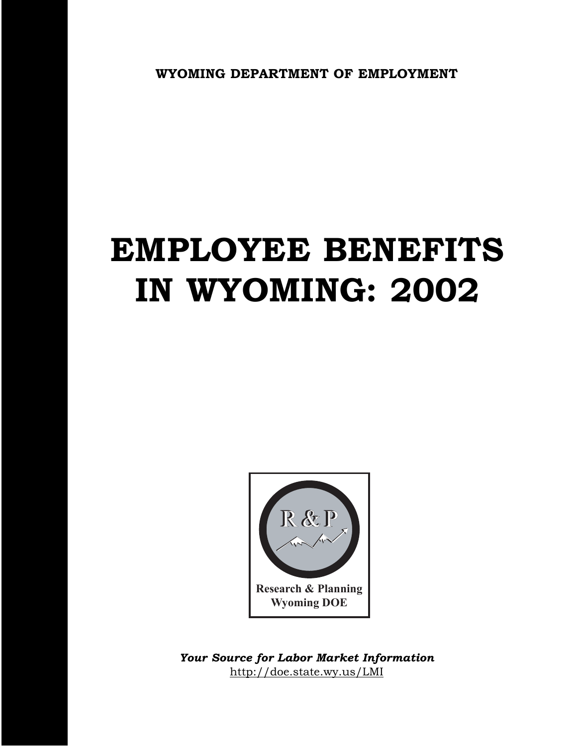**WYOMING DEPARTMENT OF EMPLOYMENT**

# EMPLOYEE BENEFITS IN WYOMING: 2002

R & P

Research & Planning
Wyoming DOE

***Your Source for Labor Market Information***
http://doe.state.wy.us/LMI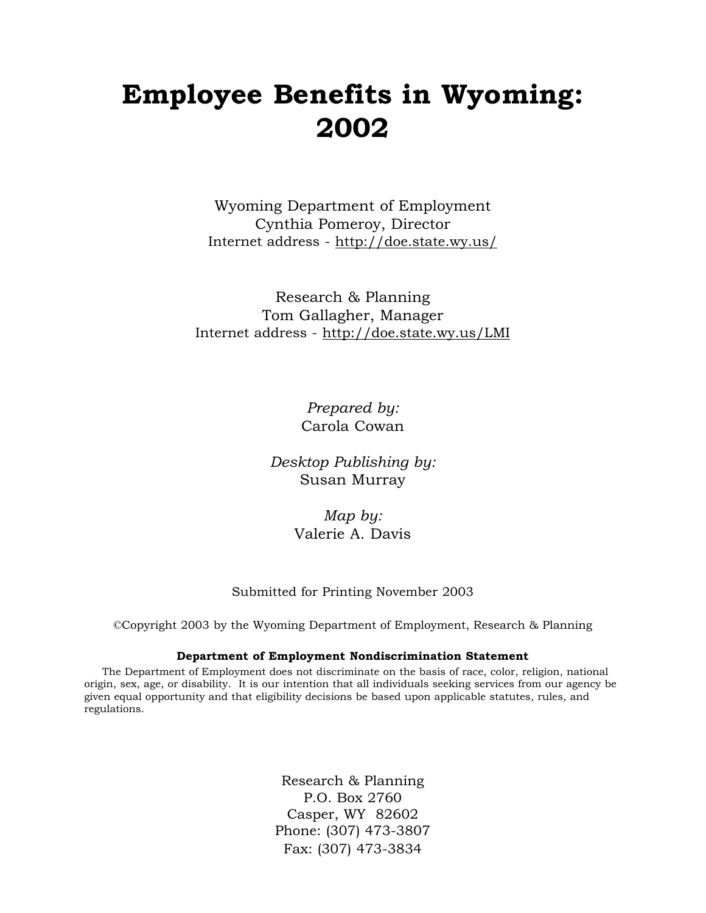# Employee Benefits in Wyoming: 2002

Wyoming Department of Employment
Cynthia Pomeroy, Director
Internet address - http://doe.state.wy.us/

Research & Planning
Tom Gallagher, Manager
Internet address - http://doe.state.wy.us/LMI

*Prepared by:*
Carola Cowan

*Desktop Publishing by:*
Susan Murray

*Map by:*
Valerie A. Davis

Submitted for Printing November 2003

©Copyright 2003 by the Wyoming Department of Employment, Research & Planning

**Department of Employment Nondiscrimination Statement**

The Department of Employment does not discriminate on the basis of race, color, religion, national origin, sex, age, or disability. It is our intention that all individuals seeking services from our agency be given equal opportunity and that eligibility decisions be based upon applicable statutes, rules, and regulations.

Research & Planning
P.O. Box 2760
Casper, WY 82602
Phone: (307) 473-3807
Fax: (307) 473-3834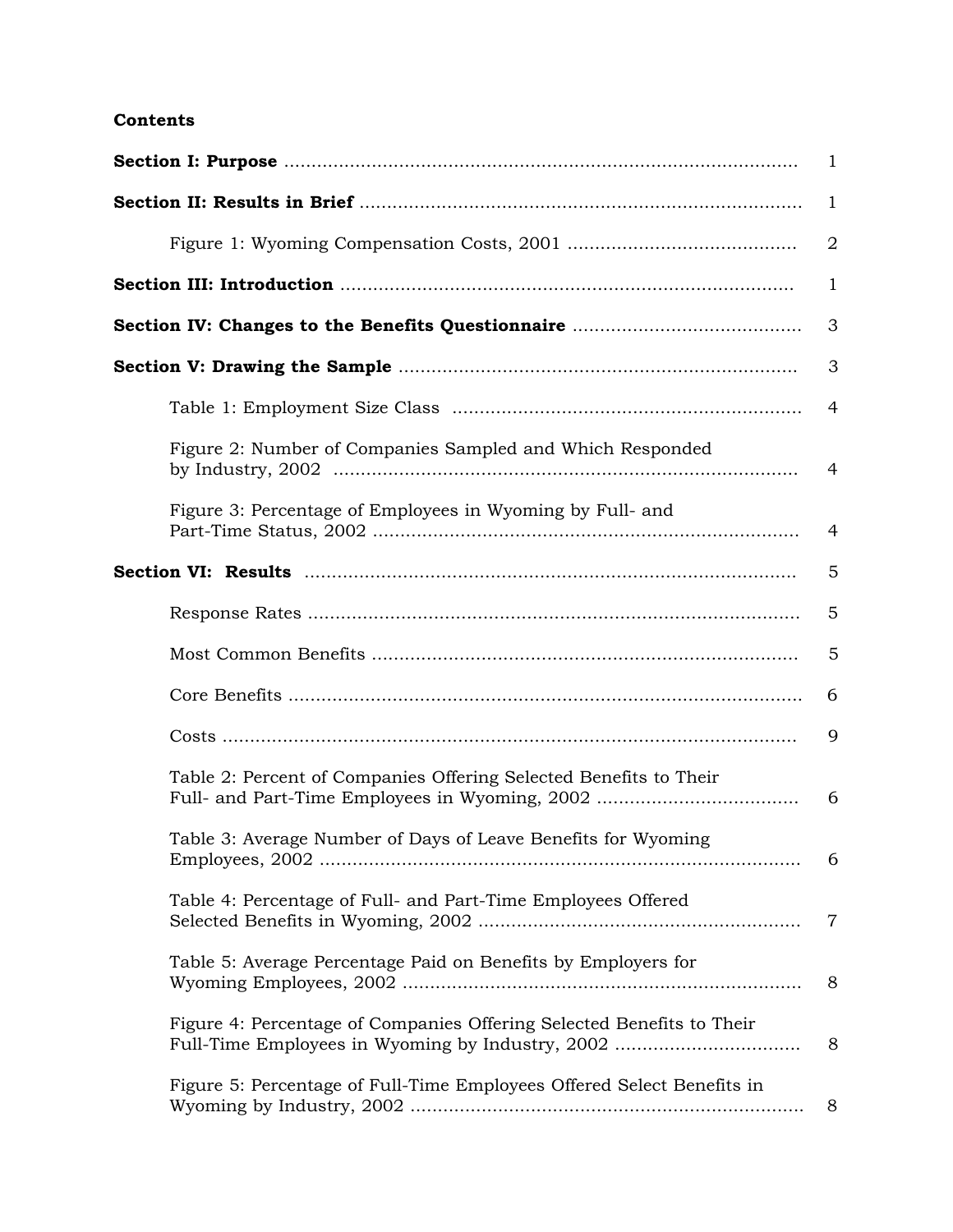**Contents**

| | |
|---|---|
| **Section I: Purpose** | 1 |
| **Section II: Results in Brief** | 1 |
| Figure 1: Wyoming Compensation Costs, 2001 | 2 |
| **Section III: Introduction** | 1 |
| **Section IV: Changes to the Benefits Questionnaire** | 3 |
| **Section V: Drawing the Sample** | 3 |
| Table 1: Employment Size Class | 4 |
| Figure 2: Number of Companies Sampled and Which Responded by Industry, 2002 | 4 |
| Figure 3: Percentage of Employees in Wyoming by Full- and Part-Time Status, 2002 | 4 |
| **Section VI: Results** | 5 |
| Response Rates | 5 |
| Most Common Benefits | 5 |
| Core Benefits | 6 |
| Costs | 9 |
| Table 2: Percent of Companies Offering Selected Benefits to Their Full- and Part-Time Employees in Wyoming, 2002 | 6 |
| Table 3: Average Number of Days of Leave Benefits for Wyoming Employees, 2002 | 6 |
| Table 4: Percentage of Full- and Part-Time Employees Offered Selected Benefits in Wyoming, 2002 | 7 |
| Table 5: Average Percentage Paid on Benefits by Employers for Wyoming Employees, 2002 | 8 |
| Figure 4: Percentage of Companies Offering Selected Benefits to Their Full-Time Employees in Wyoming by Industry, 2002 | 8 |
| Figure 5: Percentage of Full-Time Employees Offered Select Benefits in Wyoming by Industry, 2002 | 8 |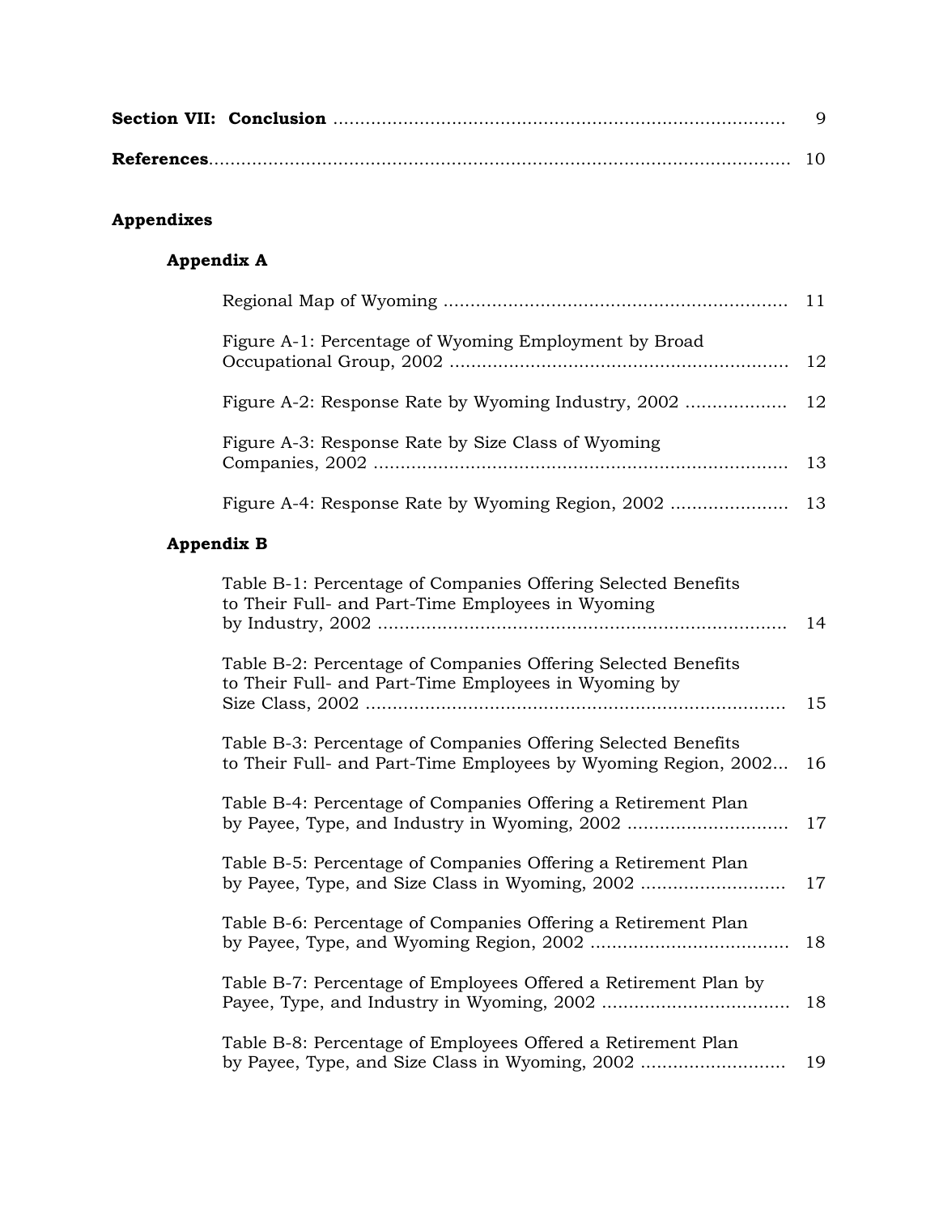**Section VII: Conclusion** .................................................................................. 9

**References**.......................................................................................................... 10

**Appendixes**

**Appendix A**

Regional Map of Wyoming .............................................................. 11

Figure A-1: Percentage of Wyoming Employment by Broad Occupational Group, 2002 .............................................................. 12

Figure A-2: Response Rate by Wyoming Industry, 2002 .................. 12

Figure A-3: Response Rate by Size Class of Wyoming Companies, 2002 ............................................................................ 13

Figure A-4: Response Rate by Wyoming Region, 2002 ..................... 13

**Appendix B**

Table B-1: Percentage of Companies Offering Selected Benefits to Their Full- and Part-Time Employees in Wyoming by Industry, 2002 ........................................................................... 14

Table B-2: Percentage of Companies Offering Selected Benefits to Their Full- and Part-Time Employees in Wyoming by Size Class, 2002 ............................................................................. 15

Table B-3: Percentage of Companies Offering Selected Benefits to Their Full- and Part-Time Employees by Wyoming Region, 2002... 16

Table B-4: Percentage of Companies Offering a Retirement Plan by Payee, Type, and Industry in Wyoming, 2002 ............................. 17

Table B-5: Percentage of Companies Offering a Retirement Plan by Payee, Type, and Size Class in Wyoming, 2002 .......................... 17

Table B-6: Percentage of Companies Offering a Retirement Plan by Payee, Type, and Wyoming Region, 2002 .................................... 18

Table B-7: Percentage of Employees Offered a Retirement Plan by Payee, Type, and Industry in Wyoming, 2002 .................................. 18

Table B-8: Percentage of Employees Offered a Retirement Plan by Payee, Type, and Size Class in Wyoming, 2002 .......................... 19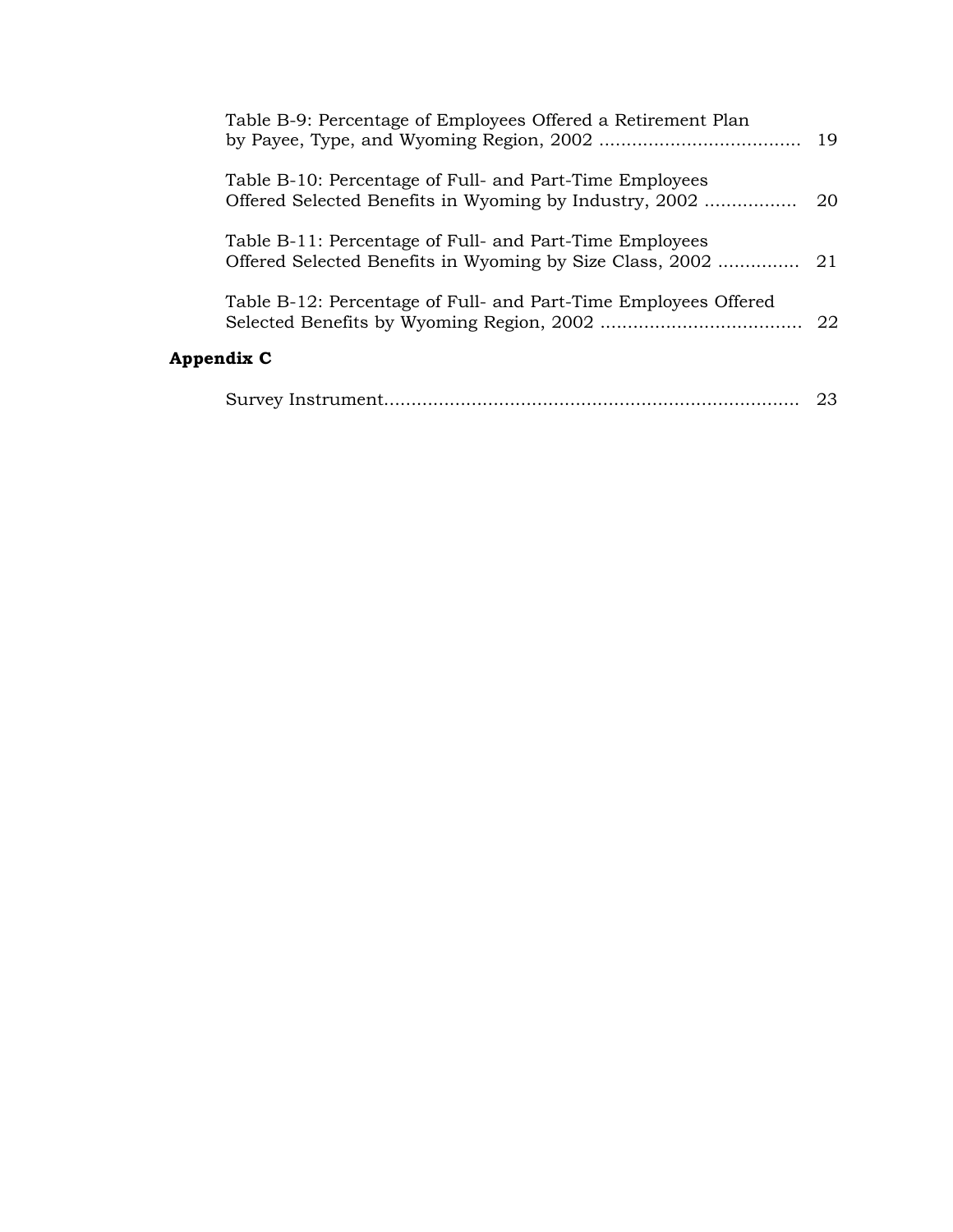Table B-9: Percentage of Employees Offered a Retirement Plan by Payee, Type, and Wyoming Region, 2002 .................................... 19

Table B-10: Percentage of Full- and Part-Time Employees Offered Selected Benefits in Wyoming by Industry, 2002 ................ 20

Table B-11: Percentage of Full- and Part-Time Employees Offered Selected Benefits in Wyoming by Size Class, 2002 .............. 21

Table B-12: Percentage of Full- and Part-Time Employees Offered Selected Benefits by Wyoming Region, 2002 .................................... 22

**Appendix C**

Survey Instrument........................................................................... 23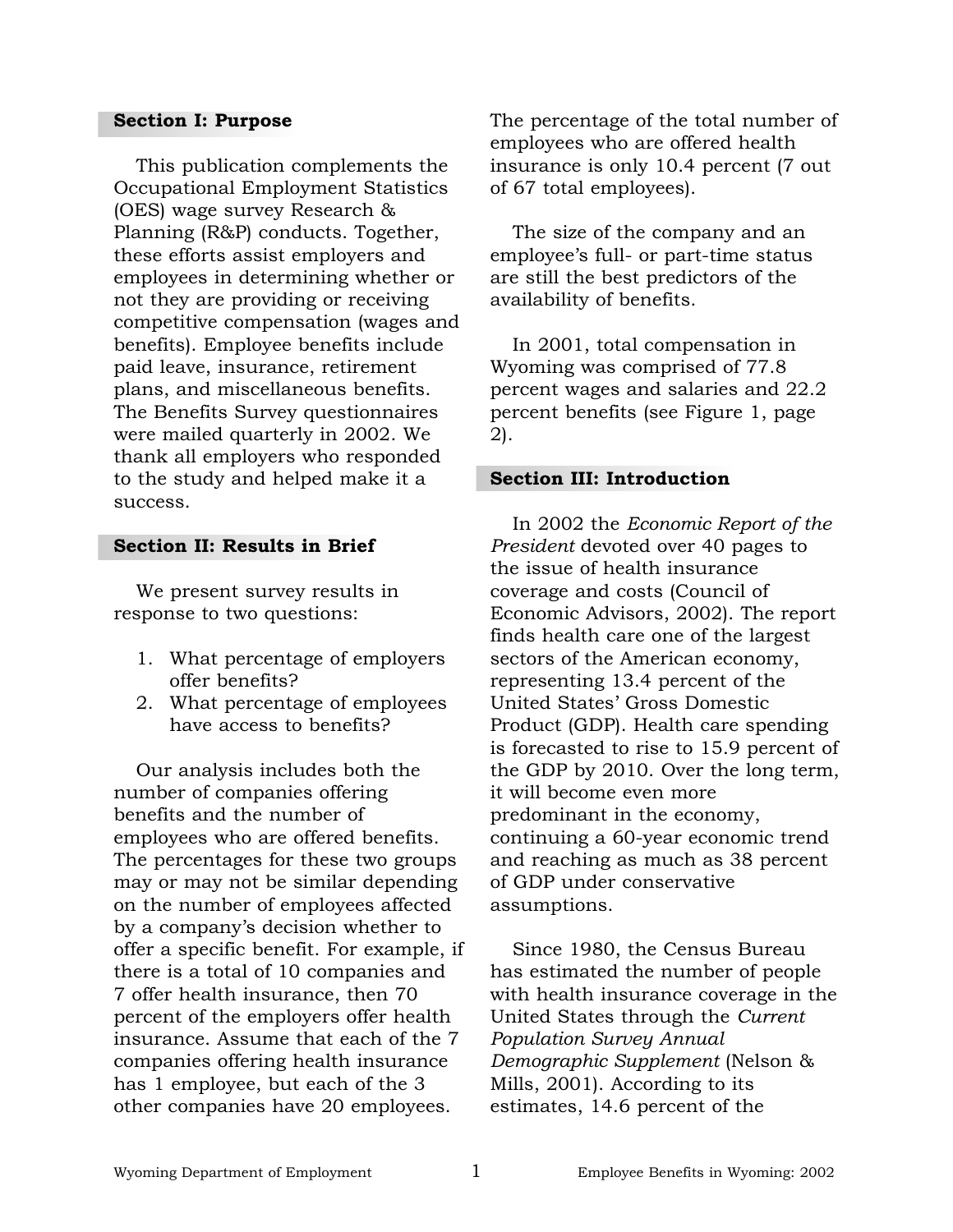## Section I: Purpose

This publication complements the Occupational Employment Statistics (OES) wage survey Research & Planning (R&P) conducts. Together, these efforts assist employers and employees in determining whether or not they are providing or receiving competitive compensation (wages and benefits). Employee benefits include paid leave, insurance, retirement plans, and miscellaneous benefits. The Benefits Survey questionnaires were mailed quarterly in 2002. We thank all employers who responded to the study and helped make it a success.

## Section II: Results in Brief

We present survey results in response to two questions:

1. What percentage of employers offer benefits?
2. What percentage of employees have access to benefits?

Our analysis includes both the number of companies offering benefits and the number of employees who are offered benefits. The percentages for these two groups may or may not be similar depending on the number of employees affected by a company's decision whether to offer a specific benefit. For example, if there is a total of 10 companies and 7 offer health insurance, then 70 percent of the employers offer health insurance. Assume that each of the 7 companies offering health insurance has 1 employee, but each of the 3 other companies have 20 employees. The percentage of the total number of employees who are offered health insurance is only 10.4 percent (7 out of 67 total employees).

The size of the company and an employee's full- or part-time status are still the best predictors of the availability of benefits.

In 2001, total compensation in Wyoming was comprised of 77.8 percent wages and salaries and 22.2 percent benefits (see Figure 1, page 2).

## Section III: Introduction

In 2002 the *Economic Report of the President* devoted over 40 pages to the issue of health insurance coverage and costs (Council of Economic Advisors, 2002). The report finds health care one of the largest sectors of the American economy, representing 13.4 percent of the United States' Gross Domestic Product (GDP). Health care spending is forecasted to rise to 15.9 percent of the GDP by 2010. Over the long term, it will become even more predominant in the economy, continuing a 60-year economic trend and reaching as much as 38 percent of GDP under conservative assumptions.

Since 1980, the Census Bureau has estimated the number of people with health insurance coverage in the United States through the *Current Population Survey Annual Demographic Supplement* (Nelson & Mills, 2001). According to its estimates, 14.6 percent of the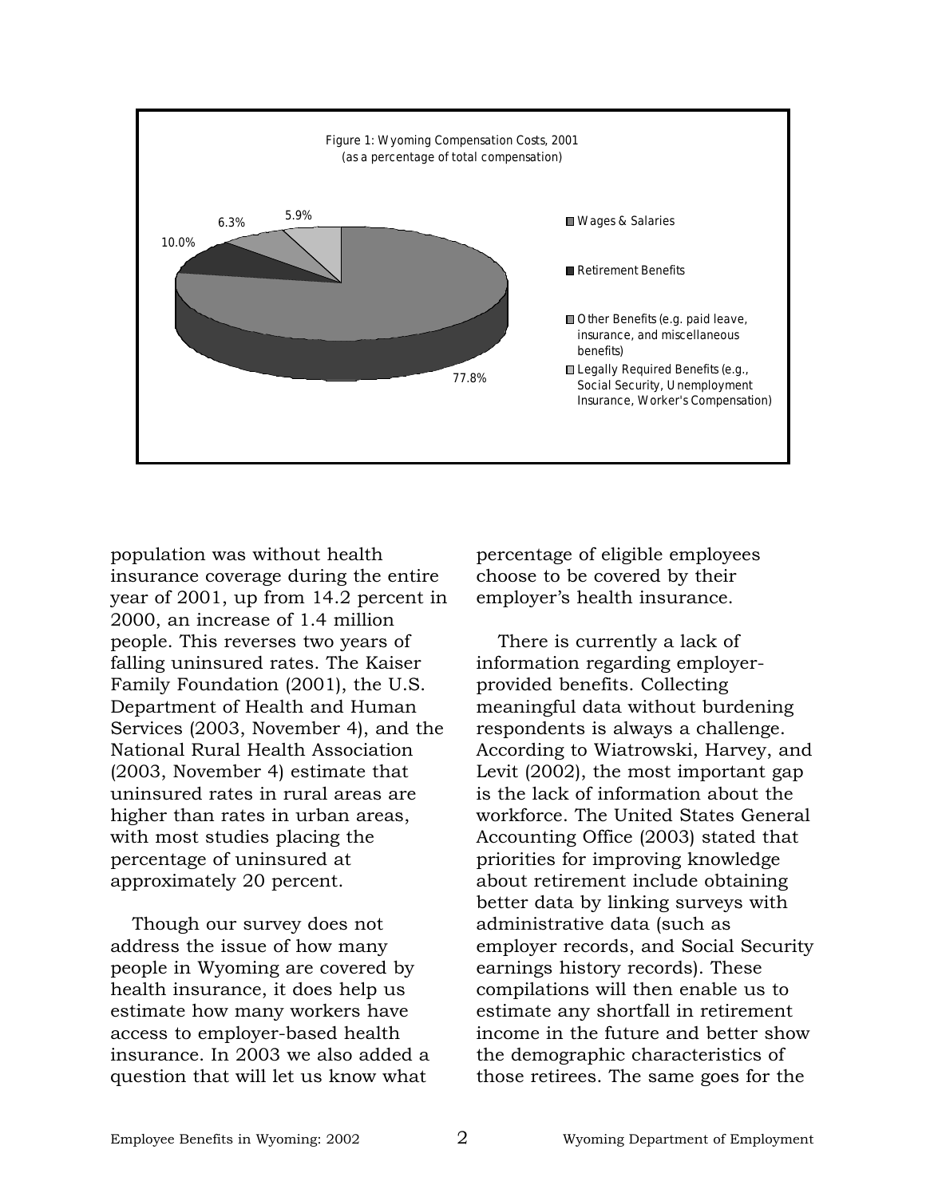Figure 1: Wyoming Compensation Costs, 2001
(as a percentage of total compensation)

| Category | Percentage |
|---|---|
| Wages & Salaries | 77.8% |
| Retirement Benefits | 10.0% |
| Other Benefits (e.g. paid leave, insurance, and miscellaneous benefits) | 6.3% |
| Legally Required Benefits (e.g., Social Security, Unemployment Insurance, Worker's Compensation) | 5.9% |

population was without health insurance coverage during the entire year of 2001, up from 14.2 percent in 2000, an increase of 1.4 million people. This reverses two years of falling uninsured rates. The Kaiser Family Foundation (2001), the U.S. Department of Health and Human Services (2003, November 4), and the National Rural Health Association (2003, November 4) estimate that uninsured rates in rural areas are higher than rates in urban areas, with most studies placing the percentage of uninsured at approximately 20 percent.

Though our survey does not address the issue of how many people in Wyoming are covered by health insurance, it does help us estimate how many workers have access to employer-based health insurance. In 2003 we also added a question that will let us know what percentage of eligible employees choose to be covered by their employer's health insurance.

There is currently a lack of information regarding employer-provided benefits. Collecting meaningful data without burdening respondents is always a challenge. According to Wiatrowski, Harvey, and Levit (2002), the most important gap is the lack of information about the workforce. The United States General Accounting Office (2003) stated that priorities for improving knowledge about retirement include obtaining better data by linking surveys with administrative data (such as employer records, and Social Security earnings history records). These compilations will then enable us to estimate any shortfall in retirement income in the future and better show the demographic characteristics of those retirees. The same goes for the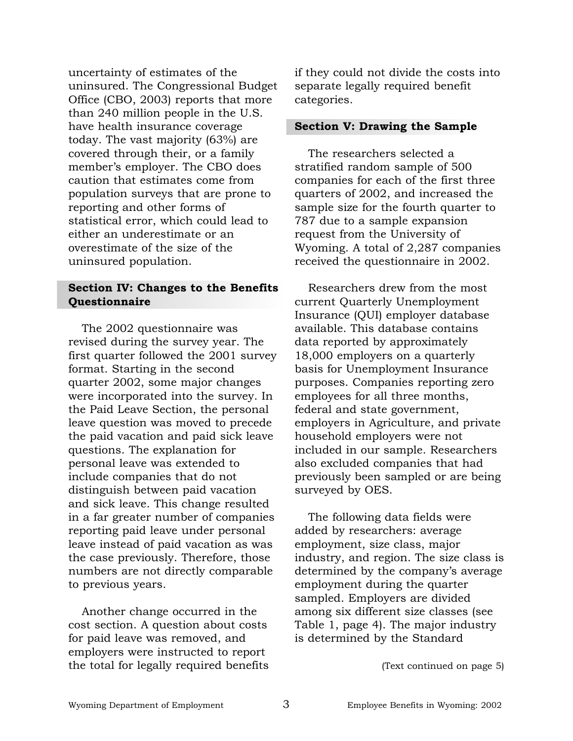uncertainty of estimates of the uninsured. The Congressional Budget Office (CBO, 2003) reports that more than 240 million people in the U.S. have health insurance coverage today. The vast majority (63%) are covered through their, or a family member's employer. The CBO does caution that estimates come from population surveys that are prone to reporting and other forms of statistical error, which could lead to either an underestimate or an overestimate of the size of the uninsured population.

## Section IV: Changes to the Benefits Questionnaire

The 2002 questionnaire was revised during the survey year. The first quarter followed the 2001 survey format. Starting in the second quarter 2002, some major changes were incorporated into the survey. In the Paid Leave Section, the personal leave question was moved to precede the paid vacation and paid sick leave questions. The explanation for personal leave was extended to include companies that do not distinguish between paid vacation and sick leave. This change resulted in a far greater number of companies reporting paid leave under personal leave instead of paid vacation as was the case previously. Therefore, those numbers are not directly comparable to previous years.

Another change occurred in the cost section. A question about costs for paid leave was removed, and employers were instructed to report the total for legally required benefits if they could not divide the costs into separate legally required benefit categories.

## Section V: Drawing the Sample

The researchers selected a stratified random sample of 500 companies for each of the first three quarters of 2002, and increased the sample size for the fourth quarter to 787 due to a sample expansion request from the University of Wyoming. A total of 2,287 companies received the questionnaire in 2002.

Researchers drew from the most current Quarterly Unemployment Insurance (QUI) employer database available. This database contains data reported by approximately 18,000 employers on a quarterly basis for Unemployment Insurance purposes. Companies reporting zero employees for all three months, federal and state government, employers in Agriculture, and private household employers were not included in our sample. Researchers also excluded companies that had previously been sampled or are being surveyed by OES.

The following data fields were added by researchers: average employment, size class, major industry, and region. The size class is determined by the company's average employment during the quarter sampled. Employers are divided among six different size classes (see Table 1, page 4). The major industry is determined by the Standard

(Text continued on page 5)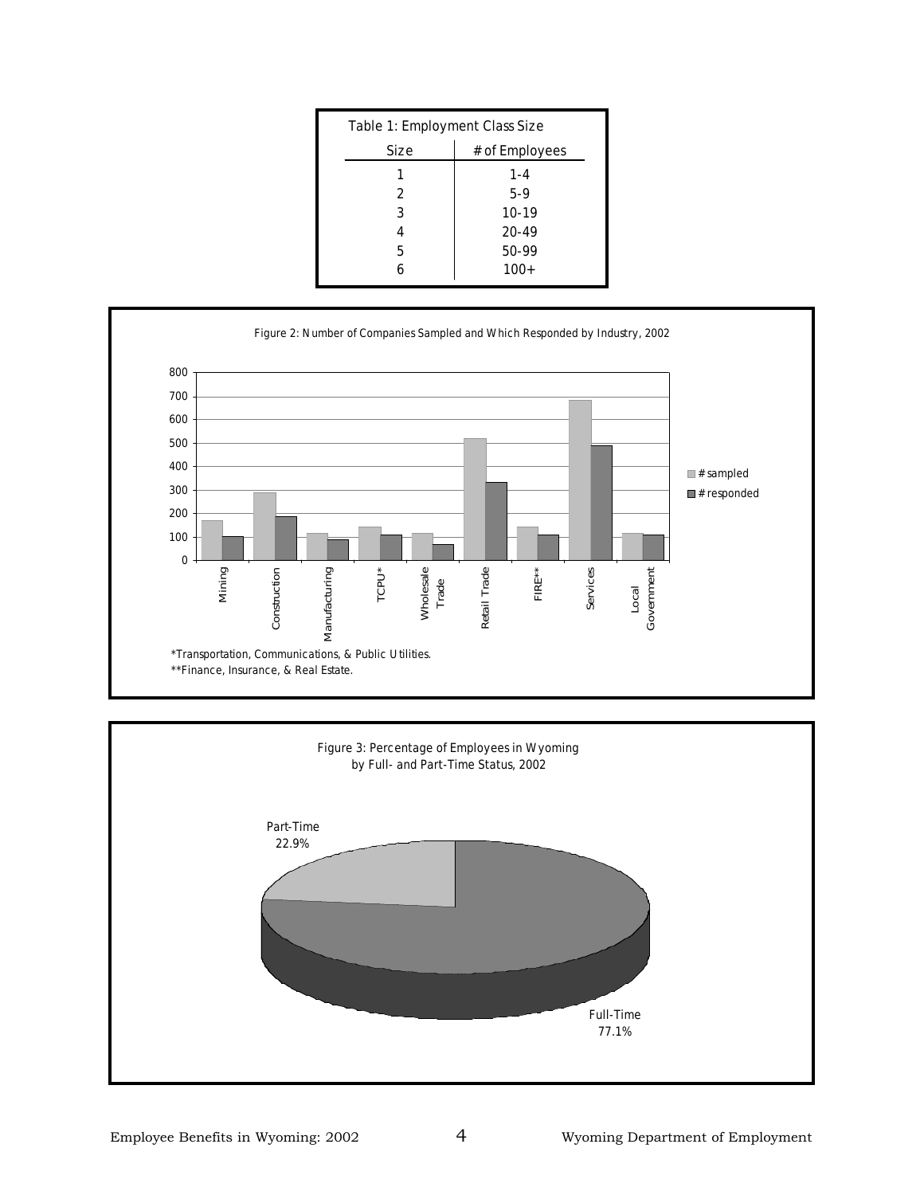Table 1: Employment Class Size

| Size | # of Employees |
|---|---|
| 1 | 1-4 |
| 2 | 5-9 |
| 3 | 10-19 |
| 4 | 20-49 |
| 5 | 50-99 |
| 6 | 100+ |

Figure 2: Number of Companies Sampled and Which Responded by Industry, 2002

*Transportation, Communications, & Public Utilities.
**Finance, Insurance, & Real Estate.

Figure 3: Percentage of Employees in Wyoming by Full- and Part-Time Status, 2002

Part-Time 22.9%

Full-Time 77.1%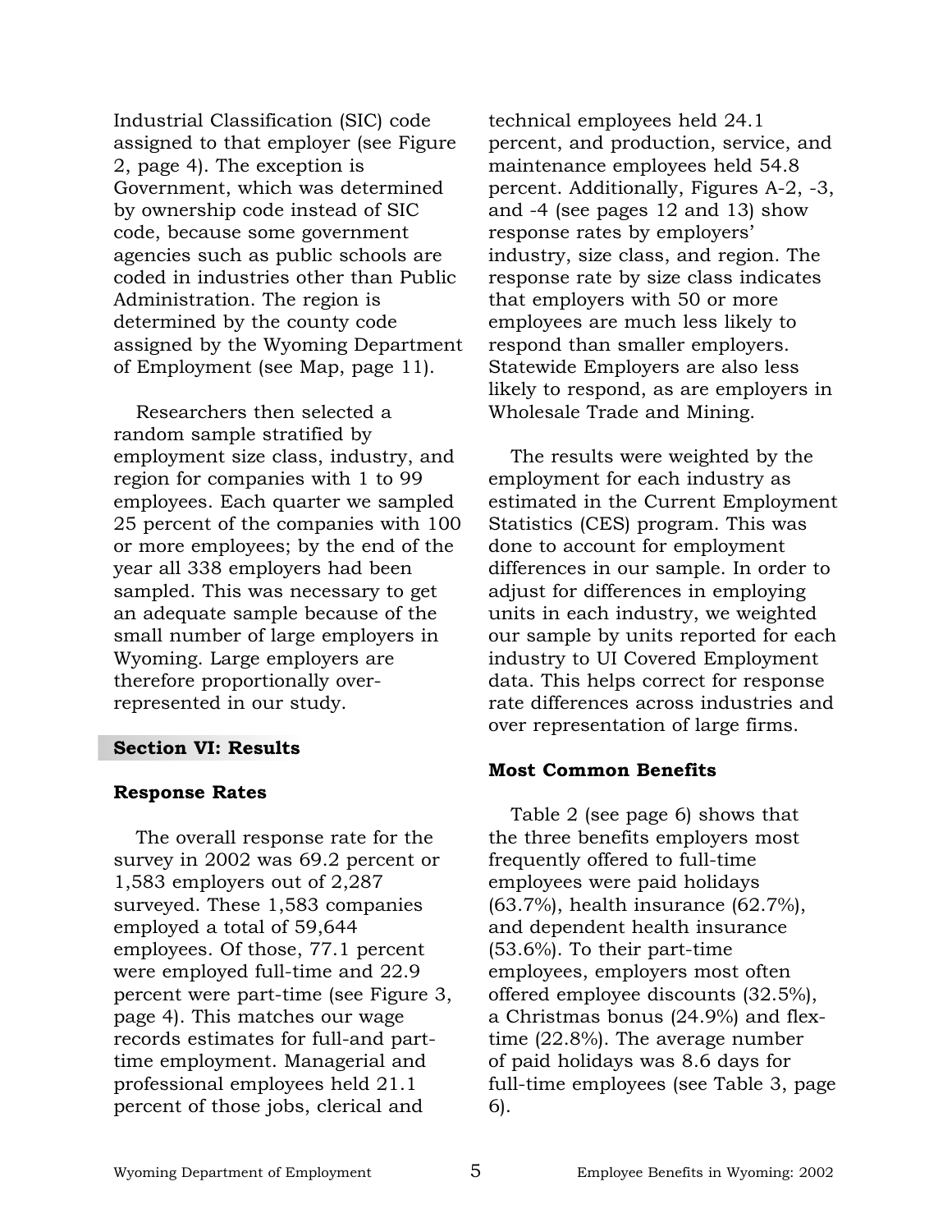Industrial Classification (SIC) code assigned to that employer (see Figure 2, page 4). The exception is Government, which was determined by ownership code instead of SIC code, because some government agencies such as public schools are coded in industries other than Public Administration. The region is determined by the county code assigned by the Wyoming Department of Employment (see Map, page 11).

Researchers then selected a random sample stratified by employment size class, industry, and region for companies with 1 to 99 employees. Each quarter we sampled 25 percent of the companies with 100 or more employees; by the end of the year all 338 employers had been sampled. This was necessary to get an adequate sample because of the small number of large employers in Wyoming. Large employers are therefore proportionally over-represented in our study.

## Section VI: Results

### Response Rates

The overall response rate for the survey in 2002 was 69.2 percent or 1,583 employers out of 2,287 surveyed. These 1,583 companies employed a total of 59,644 employees. Of those, 77.1 percent were employed full-time and 22.9 percent were part-time (see Figure 3, page 4). This matches our wage records estimates for full-and part-time employment. Managerial and professional employees held 21.1 percent of those jobs, clerical and technical employees held 24.1 percent, and production, service, and maintenance employees held 54.8 percent. Additionally, Figures A-2, -3, and -4 (see pages 12 and 13) show response rates by employers' industry, size class, and region. The response rate by size class indicates that employers with 50 or more employees are much less likely to respond than smaller employers. Statewide Employers are also less likely to respond, as are employers in Wholesale Trade and Mining.

The results were weighted by the employment for each industry as estimated in the Current Employment Statistics (CES) program. This was done to account for employment differences in our sample. In order to adjust for differences in employing units in each industry, we weighted our sample by units reported for each industry to UI Covered Employment data. This helps correct for response rate differences across industries and over representation of large firms.

### Most Common Benefits

Table 2 (see page 6) shows that the three benefits employers most frequently offered to full-time employees were paid holidays (63.7%), health insurance (62.7%), and dependent health insurance (53.6%). To their part-time employees, employers most often offered employee discounts (32.5%), a Christmas bonus (24.9%) and flex-time (22.8%). The average number of paid holidays was 8.6 days for full-time employees (see Table 3, page 6).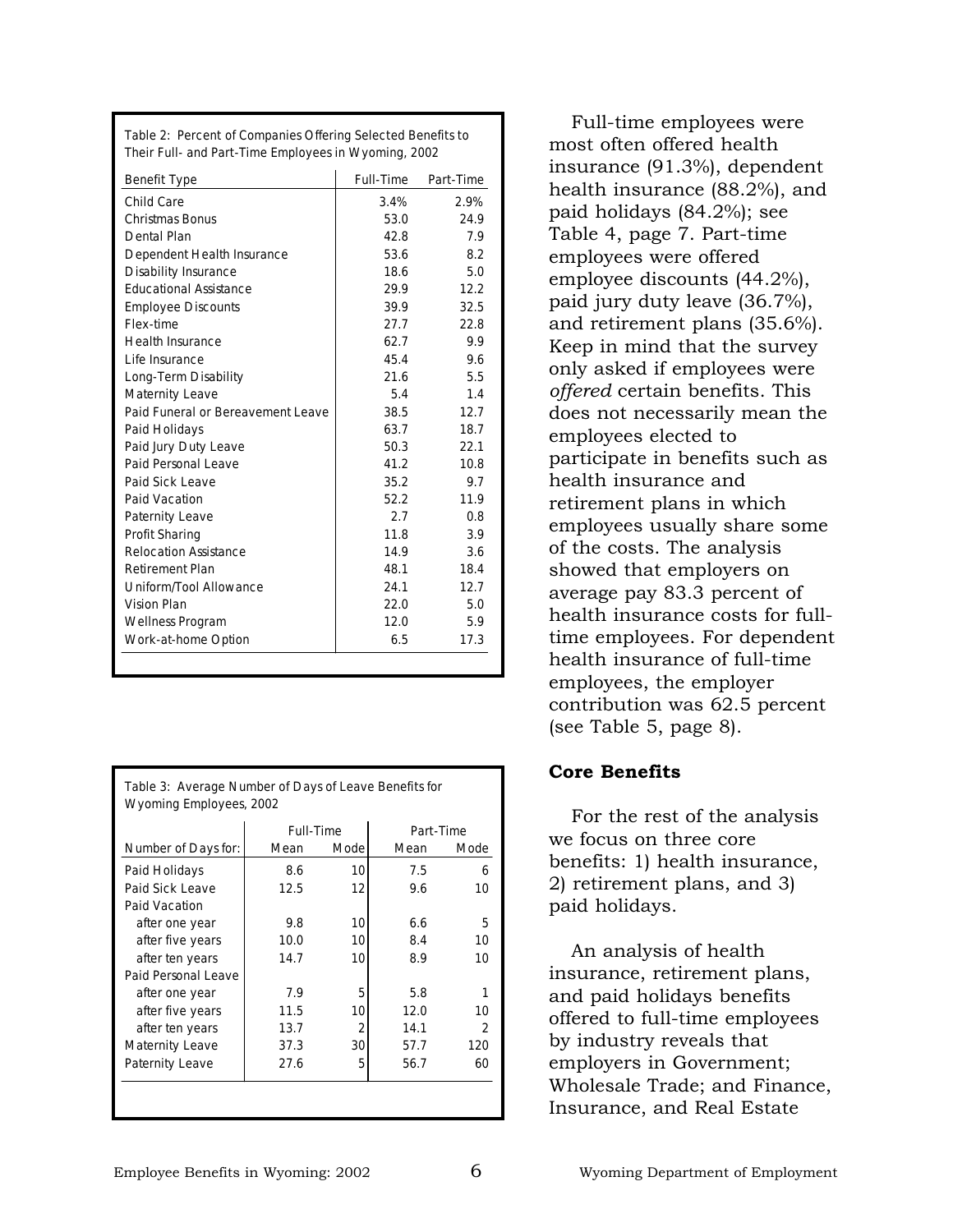Table 2: Percent of Companies Offering Selected Benefits to Their Full- and Part-Time Employees in Wyoming, 2002

| Benefit Type | Full-Time | Part-Time |
|---|---|---|
| Child Care | 3.4% | 2.9% |
| Christmas Bonus | 53.0 | 24.9 |
| Dental Plan | 42.8 | 7.9 |
| Dependent Health Insurance | 53.6 | 8.2 |
| Disability Insurance | 18.6 | 5.0 |
| Educational Assistance | 29.9 | 12.2 |
| Employee Discounts | 39.9 | 32.5 |
| Flex-time | 27.7 | 22.8 |
| Health Insurance | 62.7 | 9.9 |
| Life Insurance | 45.4 | 9.6 |
| Long-Term Disability | 21.6 | 5.5 |
| Maternity Leave | 5.4 | 1.4 |
| Paid Funeral or Bereavement Leave | 38.5 | 12.7 |
| Paid Holidays | 63.7 | 18.7 |
| Paid Jury Duty Leave | 50.3 | 22.1 |
| Paid Personal Leave | 41.2 | 10.8 |
| Paid Sick Leave | 35.2 | 9.7 |
| Paid Vacation | 52.2 | 11.9 |
| Paternity Leave | 2.7 | 0.8 |
| Profit Sharing | 11.8 | 3.9 |
| Relocation Assistance | 14.9 | 3.6 |
| Retirement Plan | 48.1 | 18.4 |
| Uniform/Tool Allowance | 24.1 | 12.7 |
| Vision Plan | 22.0 | 5.0 |
| Wellness Program | 12.0 | 5.9 |
| Work-at-home Option | 6.5 | 17.3 |

Table 3: Average Number of Days of Leave Benefits for Wyoming Employees, 2002

| | Full-Time | | Part-Time | |
|---|---|---|---|---|
| Number of Days for: | Mean | Mode | Mean | Mode |
| Paid Holidays | 8.6 | 10 | 7.5 | 6 |
| Paid Sick Leave | 12.5 | 12 | 9.6 | 10 |
| Paid Vacation | | | | |
| after one year | 9.8 | 10 | 6.6 | 5 |
| after five years | 10.0 | 10 | 8.4 | 10 |
| after ten years | 14.7 | 10 | 8.9 | 10 |
| Paid Personal Leave | | | | |
| after one year | 7.9 | 5 | 5.8 | 1 |
| after five years | 11.5 | 10 | 12.0 | 10 |
| after ten years | 13.7 | 2 | 14.1 | 2 |
| Maternity Leave | 37.3 | 30 | 57.7 | 120 |
| Paternity Leave | 27.6 | 5 | 56.7 | 60 |

Full-time employees were most often offered health insurance (91.3%), dependent health insurance (88.2%), and paid holidays (84.2%); see Table 4, page 7. Part-time employees were offered employee discounts (44.2%), paid jury duty leave (36.7%), and retirement plans (35.6%). Keep in mind that the survey only asked if employees were *offered* certain benefits. This does not necessarily mean the employees elected to participate in benefits such as health insurance and retirement plans in which employees usually share some of the costs. The analysis showed that employers on average pay 83.3 percent of health insurance costs for full-time employees. For dependent health insurance of full-time employees, the employer contribution was 62.5 percent (see Table 5, page 8).

## Core Benefits

For the rest of the analysis we focus on three core benefits: 1) health insurance, 2) retirement plans, and 3) paid holidays.

An analysis of health insurance, retirement plans, and paid holidays benefits offered to full-time employees by industry reveals that employers in Government; Wholesale Trade; and Finance, Insurance, and Real Estate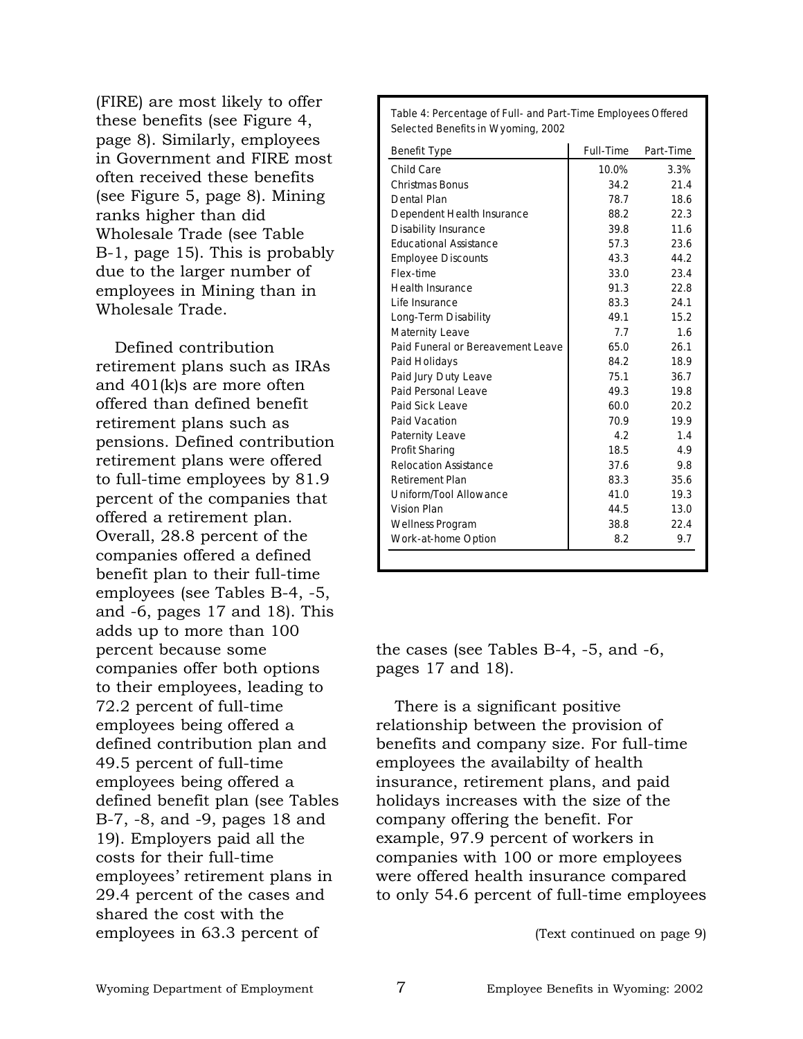(FIRE) are most likely to offer these benefits (see Figure 4, page 8). Similarly, employees in Government and FIRE most often received these benefits (see Figure 5, page 8). Mining ranks higher than did Wholesale Trade (see Table B-1, page 15). This is probably due to the larger number of employees in Mining than in Wholesale Trade.

Defined contribution retirement plans such as IRAs and 401(k)s are more often offered than defined benefit retirement plans such as pensions. Defined contribution retirement plans were offered to full-time employees by 81.9 percent of the companies that offered a retirement plan. Overall, 28.8 percent of the companies offered a defined benefit plan to their full-time employees (see Tables B-4, -5, and -6, pages 17 and 18). This adds up to more than 100 percent because some companies offer both options to their employees, leading to 72.2 percent of full-time employees being offered a defined contribution plan and 49.5 percent of full-time employees being offered a defined benefit plan (see Tables B-7, -8, and -9, pages 18 and 19). Employers paid all the costs for their full-time employees' retirement plans in 29.4 percent of the cases and shared the cost with the employees in 63.3 percent of the cases (see Tables B-4, -5, and -6, pages 17 and 18).

Table 4: Percentage of Full- and Part-Time Employees Offered Selected Benefits in Wyoming, 2002

| Benefit Type | Full-Time | Part-Time |
|---|---|---|
| Child Care | 10.0% | 3.3% |
| Christmas Bonus | 34.2 | 21.4 |
| Dental Plan | 78.7 | 18.6 |
| Dependent Health Insurance | 88.2 | 22.3 |
| Disability Insurance | 39.8 | 11.6 |
| Educational Assistance | 57.3 | 23.6 |
| Employee Discounts | 43.3 | 44.2 |
| Flex-time | 33.0 | 23.4 |
| Health Insurance | 91.3 | 22.8 |
| Life Insurance | 83.3 | 24.1 |
| Long-Term Disability | 49.1 | 15.2 |
| Maternity Leave | 7.7 | 1.6 |
| Paid Funeral or Bereavement Leave | 65.0 | 26.1 |
| Paid Holidays | 84.2 | 18.9 |
| Paid Jury Duty Leave | 75.1 | 36.7 |
| Paid Personal Leave | 49.3 | 19.8 |
| Paid Sick Leave | 60.0 | 20.2 |
| Paid Vacation | 70.9 | 19.9 |
| Paternity Leave | 4.2 | 1.4 |
| Profit Sharing | 18.5 | 4.9 |
| Relocation Assistance | 37.6 | 9.8 |
| Retirement Plan | 83.3 | 35.6 |
| Uniform/Tool Allowance | 41.0 | 19.3 |
| Vision Plan | 44.5 | 13.0 |
| Wellness Program | 38.8 | 22.4 |
| Work-at-home Option | 8.2 | 9.7 |

There is a significant positive relationship between the provision of benefits and company size. For full-time employees the availabilty of health insurance, retirement plans, and paid holidays increases with the size of the company offering the benefit. For example, 97.9 percent of workers in companies with 100 or more employees were offered health insurance compared to only 54.6 percent of full-time employees

(Text continued on page 9)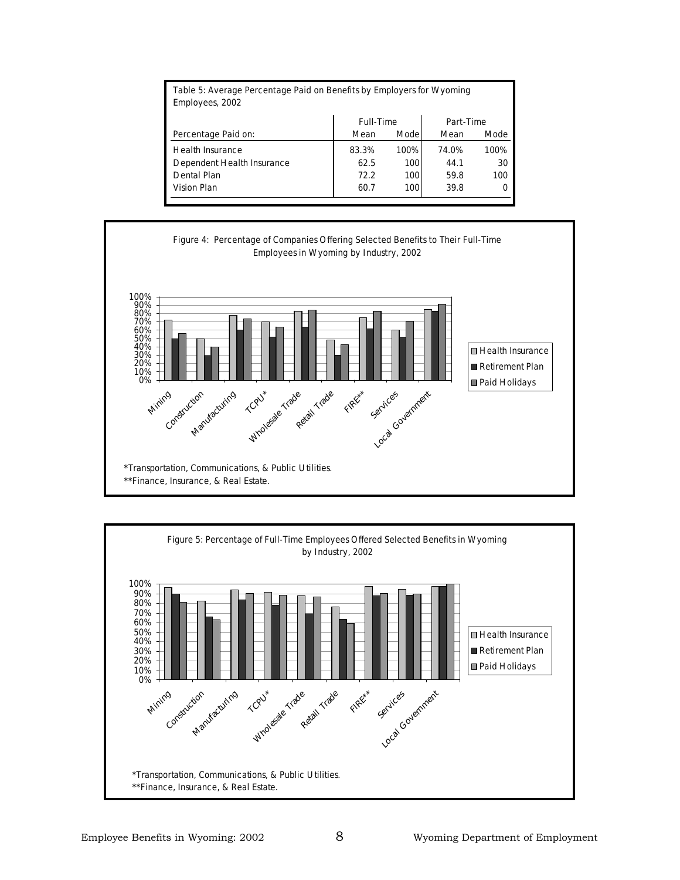| Table 5: Average Percentage Paid on Benefits by Employers for Wyoming Employees, 2002 | | | | |
|---|---|---|---|---|
| | Full-Time | | Part-Time | |
| Percentage Paid on: | Mean | Mode | Mean | Mode |
| Health Insurance | 83.3% | 100% | 74.0% | 100% |
| Dependent Health Insurance | 62.5 | 100 | 44.1 | 30 |
| Dental Plan | 72.2 | 100 | 59.8 | 100 |
| Vision Plan | 60.7 | 100 | 39.8 | 0 |

Figure 4: Percentage of Companies Offering Selected Benefits to Their Full-Time Employees in Wyoming by Industry, 2002

*Transportation, Communications, & Public Utilities.
**Finance, Insurance, & Real Estate.

Figure 5: Percentage of Full-Time Employees Offered Selected Benefits in Wyoming by Industry, 2002

*Transportation, Communications, & Public Utilities.
**Finance, Insurance, & Real Estate.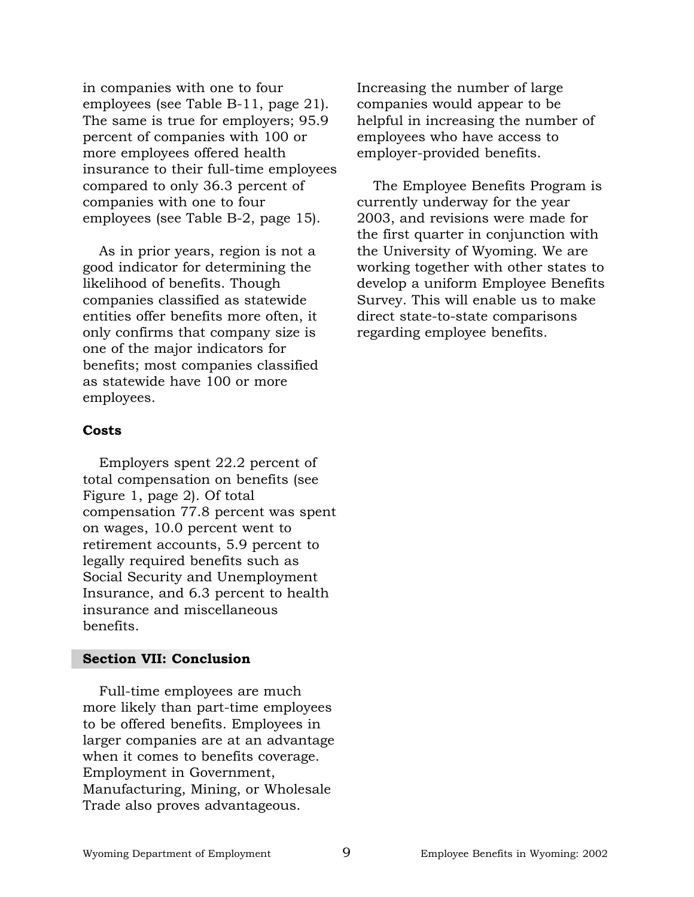in companies with one to four employees (see Table B-11, page 21). The same is true for employers; 95.9 percent of companies with 100 or more employees offered health insurance to their full-time employees compared to only 36.3 percent of companies with one to four employees (see Table B-2, page 15).

As in prior years, region is not a good indicator for determining the likelihood of benefits. Though companies classified as statewide entities offer benefits more often, it only confirms that company size is one of the major indicators for benefits; most companies classified as statewide have 100 or more employees.

**Costs**

Employers spent 22.2 percent of total compensation on benefits (see Figure 1, page 2). Of total compensation 77.8 percent was spent on wages, 10.0 percent went to retirement accounts, 5.9 percent to legally required benefits such as Social Security and Unemployment Insurance, and 6.3 percent to health insurance and miscellaneous benefits.

## Section VII: Conclusion

Full-time employees are much more likely than part-time employees to be offered benefits. Employees in larger companies are at an advantage when it comes to benefits coverage. Employment in Government, Manufacturing, Mining, or Wholesale Trade also proves advantageous. Increasing the number of large companies would appear to be helpful in increasing the number of employees who have access to employer-provided benefits.

The Employee Benefits Program is currently underway for the year 2003, and revisions were made for the first quarter in conjunction with the University of Wyoming. We are working together with other states to develop a uniform Employee Benefits Survey. This will enable us to make direct state-to-state comparisons regarding employee benefits.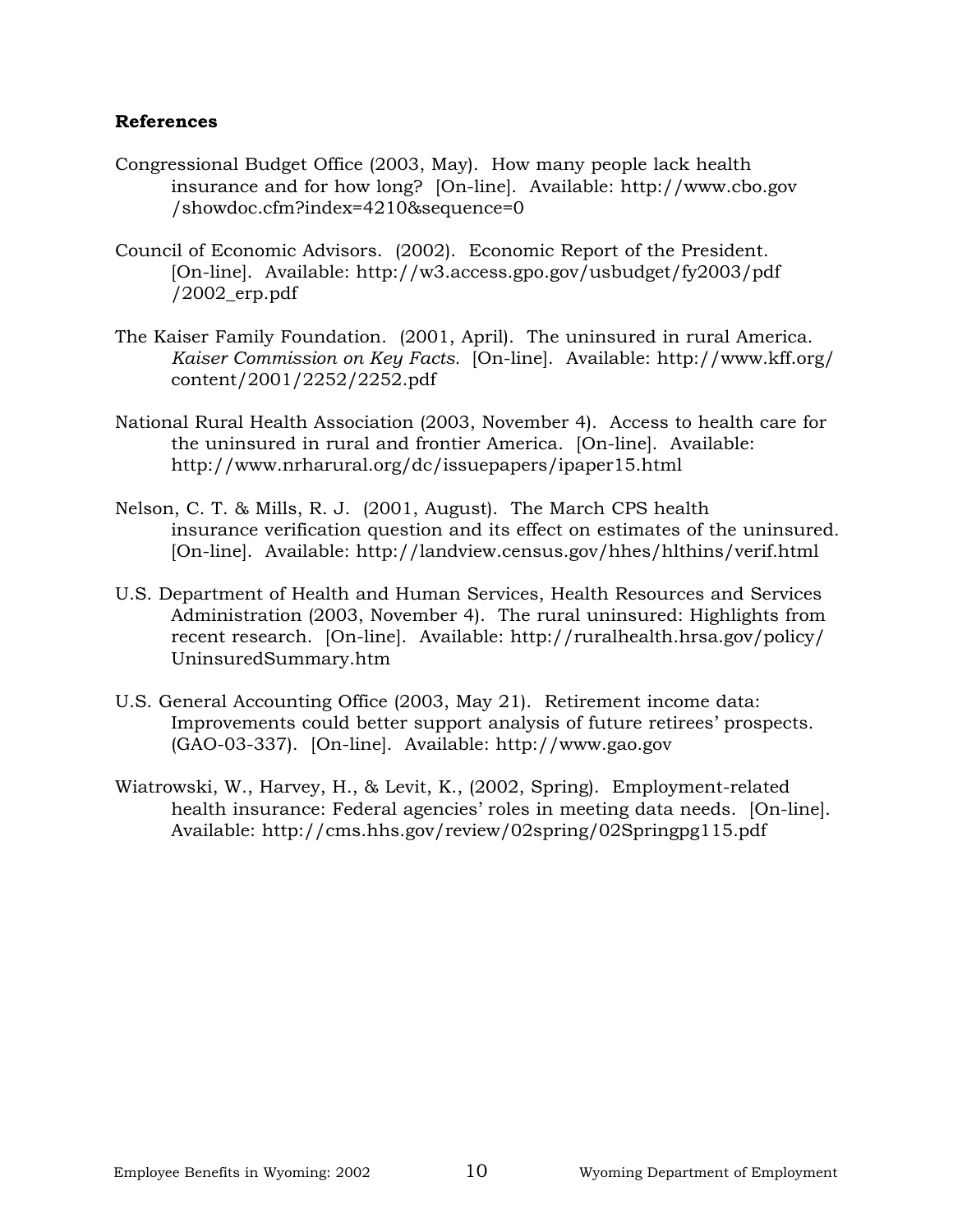**References**

Congressional Budget Office (2003, May). How many people lack health insurance and for how long? [On-line]. Available: http://www.cbo.gov /showdoc.cfm?index=4210&sequence=0

Council of Economic Advisors. (2002). Economic Report of the President. [On-line]. Available: http://w3.access.gpo.gov/usbudget/fy2003/pdf /2002_erp.pdf

The Kaiser Family Foundation. (2001, April). The uninsured in rural America. *Kaiser Commission on Key Facts.* [On-line]. Available: http://www.kff.org/ content/2001/2252/2252.pdf

National Rural Health Association (2003, November 4). Access to health care for the uninsured in rural and frontier America. [On-line]. Available: http://www.nrharural.org/dc/issuepapers/ipaper15.html

Nelson, C. T. & Mills, R. J. (2001, August). The March CPS health insurance verification question and its effect on estimates of the uninsured. [On-line]. Available: http://landview.census.gov/hhes/hlthins/verif.html

U.S. Department of Health and Human Services, Health Resources and Services Administration (2003, November 4). The rural uninsured: Highlights from recent research. [On-line]. Available: http://ruralhealth.hrsa.gov/policy/ UninsuredSummary.htm

U.S. General Accounting Office (2003, May 21). Retirement income data: Improvements could better support analysis of future retirees' prospects. (GAO-03-337). [On-line]. Available: http://www.gao.gov

Wiatrowski, W., Harvey, H., & Levit, K., (2002, Spring). Employment-related health insurance: Federal agencies' roles in meeting data needs. [On-line]. Available: http://cms.hhs.gov/review/02spring/02Springpg115.pdf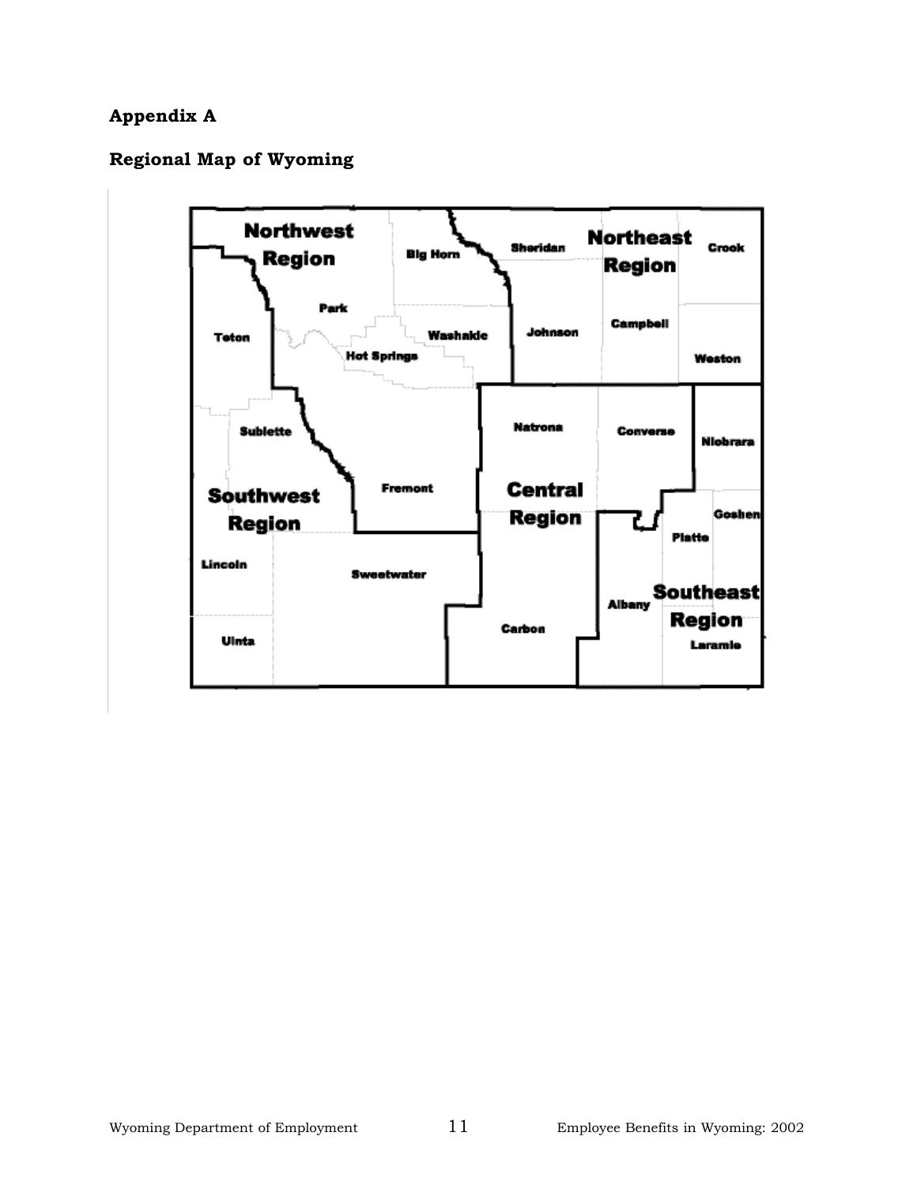## Appendix A

## Regional Map of Wyoming

Northwest Region

Big Horn

Sheridan

Northeast Region

Crook

Park

Teton

Washakie

Johnson

Campbell

Hot Springs

Weston

Natrona

Converse

Niobrara

Sublette

Fremont

Central Region

Southwest Region

Goshen

Platte

Lincoln

Sweetwater

Southeast Region

Albany

Carbon

Uinta

Laramie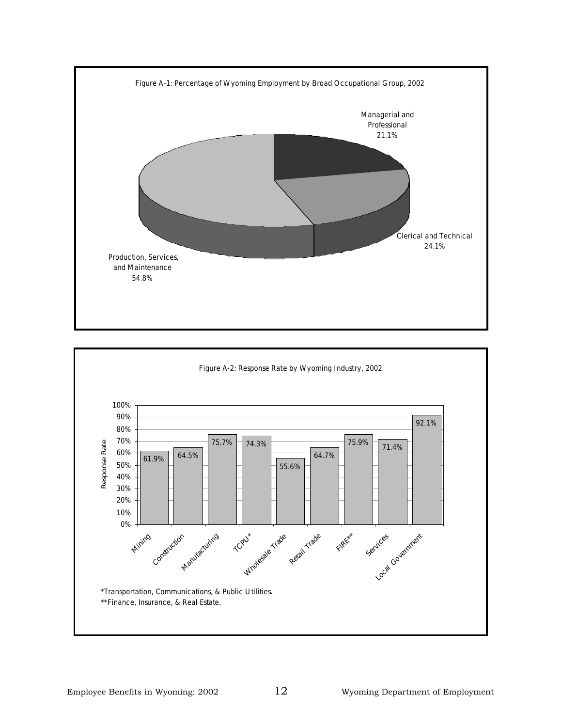Figure A-1: Percentage of Wyoming Employment by Broad Occupational Group, 2002

| Occupational Group | Percentage |
| --- | --- |
| Managerial and Professional | 21.1% |
| Clerical and Technical | 24.1% |
| Production, Services, and Maintenance | 54.8% |

Figure A-2: Response Rate by Wyoming Industry, 2002

| Industry | Response Rate |
| --- | --- |
| Mining | 61.9% |
| Construction | 64.5% |
| Manufacturing | 75.7% |
| TCPU* | 74.3% |
| Wholesale Trade | 55.6% |
| Retail Trade | 64.7% |
| FIRE** | 75.9% |
| Services | 71.4% |
| Local Government | 92.1% |

*Transportation, Communications, & Public Utilities.
**Finance, Insurance, & Real Estate.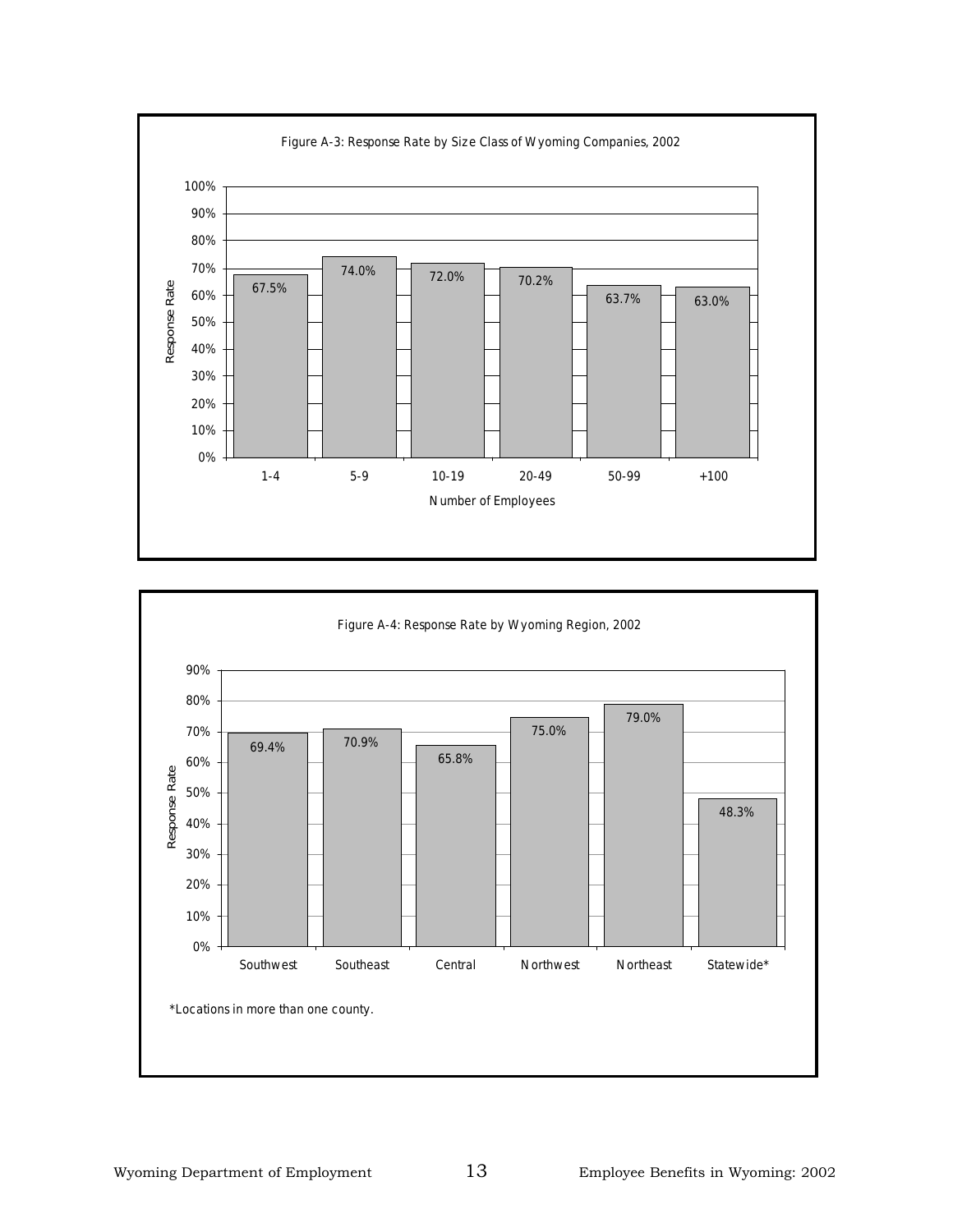Figure A-3: Response Rate by Size Class of Wyoming Companies, 2002

| Number of Employees | Response Rate |
|---|---|
| 1-4 | 67.5% |
| 5-9 | 74.0% |
| 10-19 | 72.0% |
| 20-49 | 70.2% |
| 50-99 | 63.7% |
| +100 | 63.0% |

Figure A-4: Response Rate by Wyoming Region, 2002

| Region | Response Rate |
|---|---|
| Southwest | 69.4% |
| Southeast | 70.9% |
| Central | 65.8% |
| Northwest | 75.0% |
| Northeast | 79.0% |
| Statewide* | 48.3% |

*Locations in more than one county.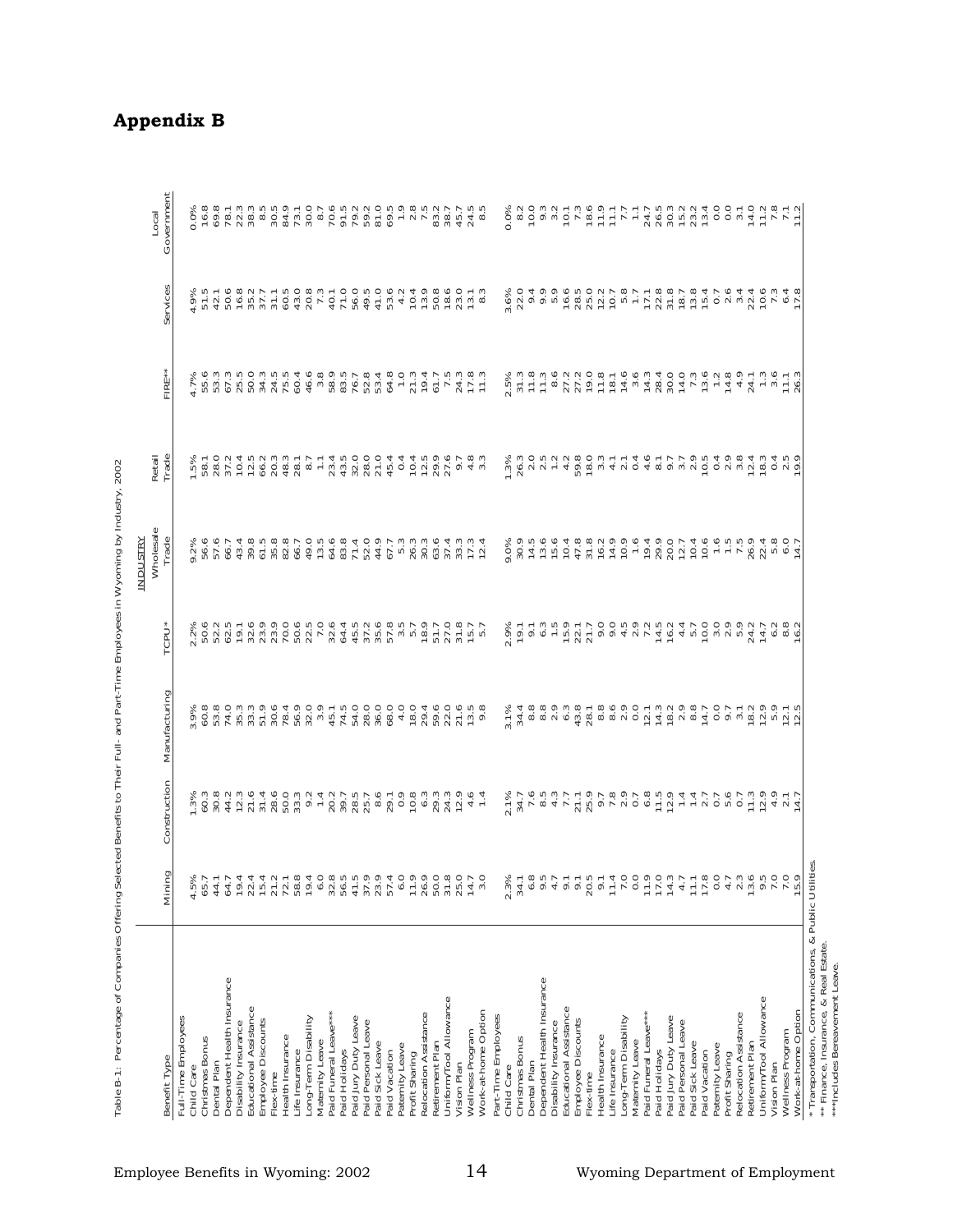## Appendix B

Table B-1: Percentage of Companies Offering Selected Benefits to Their Full- and Part-Time Employees in Wyoming by Industry, 2002

| | INDUSTRY | | | | | | | | |
|---|---|---|---|---|---|---|---|---|---|
| Benefit Type | Mining | Construction | Manufacturing | TCPU* | Wholesale Trade | Retail Trade | FIRE** | Services | Local Government |
| Full-Time Employees | | | | | | | | | |
| Child Care | 4.5% | 1.3% | 3.9% | 2.2% | 9.2% | 1.5% | 4.7% | 4.9% | 0.0% |
| Christmas Bonus | 65.7 | 60.3 | 60.8 | 50.6 | 56.6 | 58.1 | 55.6 | 51.5 | 16.8 |
| Dental Plan | 44.1 | 30.8 | 53.8 | 52.2 | 57.6 | 28.0 | 53.3 | 42.1 | 69.8 |
| Dependent Health Insurance | 64.7 | 44.2 | 74.0 | 62.5 | 66.7 | 37.2 | 67.3 | 50.6 | 78.1 |
| Disability Insurance | 19.4 | 12.3 | 35.3 | 19.1 | 43.4 | 10.4 | 25.5 | 16.8 | 22.3 |
| Educational Assistance | 22.4 | 21.6 | 33.3 | 32.6 | 39.8 | 12.5 | 50.0 | 35.2 | 38.3 |
| Employee Discounts | 15.4 | 31.4 | 51.9 | 23.9 | 61.5 | 66.2 | 34.3 | 37.7 | 8.5 |
| Flex-time | 21.2 | 28.6 | 30.6 | 23.9 | 35.8 | 20.3 | 24.5 | 31.1 | 30.5 |
| Health Insurance | 72.1 | 50.0 | 78.4 | 70.0 | 82.8 | 48.3 | 75.5 | 60.5 | 84.9 |
| Life Insurance | 58.8 | 33.3 | 56.9 | 50.6 | 66.7 | 28.1 | 60.4 | 43.0 | 73.1 |
| Long-Term Disability | 19.4 | 9.2 | 32.0 | 22.5 | 49.0 | 8.7 | 46.6 | 20.8 | 30.0 |
| Maternity Leave | 6.0 | 1.4 | 3.9 | 7.0 | 13.5 | 1.1 | 3.8 | 7.3 | 8.7 |
| Paid Funeral Leave*** | 32.8 | 20.2 | 45.1 | 32.6 | 64.6 | 23.4 | 58.9 | 40.1 | 70.6 |
| Paid Holidays | 56.5 | 39.7 | 74.5 | 64.4 | 83.8 | 43.5 | 83.5 | 71.0 | 91.5 |
| Paid Jury Duty Leave | 41.5 | 28.5 | 54.0 | 45.5 | 71.4 | 32.0 | 76.7 | 56.0 | 79.2 |
| Paid Personal Leave | 37.9 | 25.7 | 28.0 | 37.2 | 52.0 | 28.0 | 52.8 | 49.5 | 59.2 |
| Paid Sick Leave | 23.9 | 8.6 | 36.0 | 35.6 | 44.9 | 21.0 | 53.4 | 41.0 | 81.0 |
| Paid Vacation | 57.4 | 29.1 | 68.0 | 57.8 | 67.7 | 45.4 | 64.8 | 53.6 | 69.5 |
| Paternity Leave | 6.0 | 0.9 | 4.0 | 3.5 | 5.3 | 0.4 | 1.0 | 4.2 | 1.9 |
| Profit Sharing | 11.9 | 10.8 | 18.0 | 5.7 | 26.3 | 10.4 | 21.3 | 10.4 | 2.8 |
| Relocation Assistance | 26.9 | 6.3 | 29.4 | 18.9 | 30.3 | 12.5 | 19.4 | 13.9 | 7.5 |
| Retirement Plan | 50.0 | 29.3 | 59.6 | 51.7 | 63.6 | 29.9 | 61.7 | 50.8 | 83.2 |
| Uniform/Tool Allowance | 31.8 | 24.3 | 22.0 | 27.0 | 37.4 | 27.6 | 7.5 | 18.6 | 38.7 |
| Vision Plan | 25.0 | 12.9 | 21.6 | 31.8 | 33.3 | 9.7 | 24.3 | 23.0 | 45.7 |
| Wellness Program | 14.7 | 4.6 | 13.5 | 15.7 | 17.3 | 4.8 | 17.8 | 13.1 | 24.5 |
| Work-at-home Option | 3.0 | 1.4 | 9.8 | 5.7 | 12.4 | 3.3 | 11.3 | 8.3 | 8.5 |
| Part-Time Employees | | | | | | | | | |
| Child Care | 2.3% | 2.1% | 3.1% | 2.9% | 9.0% | 1.3% | 2.5% | 3.6% | 0.0% |
| Christmas Bonus | 31.7 | 34.7 | 34.4 | 19.1 | 30.9 | 26.3 | 31.3 | 22.0 | 8.2 |
| Dental Plan | 6.8 | 7.6 | 8.8 | 9.1 | 14.5 | 2.0 | 11.8 | 9.4 | 10.0 |
| Dependent Health Insurance | 9.5 | 8.5 | 8.8 | 6.3 | 13.6 | 2.5 | 11.3 | 9.9 | 9.3 |
| Disability Insurance | 4.7 | 4.3 | 2.9 | 1.5 | 15.6 | 1.2 | 8.6 | 5.9 | 3.2 |
| Educational Assistance | 9.1 | 7.7 | 6.3 | 15.9 | 10.4 | 4.2 | 27.2 | 16.6 | 10.1 |
| Employee Discounts | 9.1 | 21.1 | 43.8 | 22.1 | 47.8 | 59.8 | 27.2 | 28.5 | 7.3 |
| Flex-time | 20.5 | 25.9 | 28.1 | 21.7 | 31.8 | 18.0 | 19.0 | 25.0 | 18.6 |
| Health Insurance | 9.1 | 9.7 | 8.8 | 9.0 | 16.2 | 3.3 | 11.8 | 12.2 | 11.9 |
| Life Insurance | 11.4 | 7.8 | 8.6 | 9.0 | 14.9 | 4.1 | 18.1 | 10.7 | 11.1 |
| Long-Term Disability | 7.0 | 2.9 | 2.9 | 4.5 | 10.9 | 2.1 | 14.6 | 5.8 | 7.7 |
| Maternity Leave | 0.0 | 0.7 | 0.0 | 2.9 | 1.6 | 0.4 | 3.6 | 1.7 | 1.1 |
| Paid Funeral Leave*** | 11.9 | 6.8 | 12.1 | 7.2 | 19.4 | 4.6 | 14.3 | 17.1 | 24.7 |
| Paid Holidays | 17.0 | 11.5 | 14.3 | 14.5 | 29.9 | 8.1 | 28.4 | 22.8 | 26.5 |
| Paid Jury Duty Leave | 14.3 | 12.9 | 18.2 | 16.2 | 20.0 | 9.7 | 30.0 | 31.8 | 30.3 |
| Paid Personal Leave | 4.7 | 1.4 | 2.9 | 4.4 | 12.7 | 3.7 | 14.0 | 18.7 | 15.2 |
| Paid Sick Leave | 11.1 | 1.4 | 8.8 | 5.7 | 10.4 | 2.9 | 7.3 | 13.8 | 23.2 |
| Paid Vacation | 17.8 | 2.7 | 14.7 | 10.0 | 10.6 | 10.5 | 13.6 | 15.4 | 13.4 |
| Paternity Leave | 0.0 | 0.7 | 0.0 | 3.0 | 1.6 | 0.4 | 1.2 | 0.7 | 0.0 |
| Profit Sharing | 4.7 | 5.6 | 9.7 | 2.9 | 1.5 | 2.9 | 14.8 | 2.6 | 0.0 |
| Relocation Assistance | 2.3 | 0.7 | 3.1 | 5.9 | 7.5 | 3.8 | 4.9 | 3.4 | 3.1 |
| Retirement Plan | 13.6 | 11.3 | 18.2 | 24.2 | 26.9 | 12.4 | 24.1 | 22.4 | 14.0 |
| Uniform/Tool Allowance | 9.5 | 12.9 | 12.9 | 14.7 | 22.4 | 18.3 | 1.3 | 10.6 | 11.2 |
| Vision Plan | 7.0 | 4.9 | 5.9 | 4.4 | 5.8 | 0.4 | 3.6 | 7.3 | 7.8 |
| Wellness Program | 7.0 | 2.1 | 12.1 | 6.2 | 6.0 | 2.5 | 11.1 | 6.4 | 7.1 |
| Work-at-home Option | 15.9 | 14.7 | 12.5 | 16.2 | 14.7 | 19.9 | 26.3 | 17.8 | 11.2 |

\* Transportation, Communications, & Public Utilities.
\*\* Finance, Insurance, & Real Estate.
\*\*\*Includes Bereavement Leave.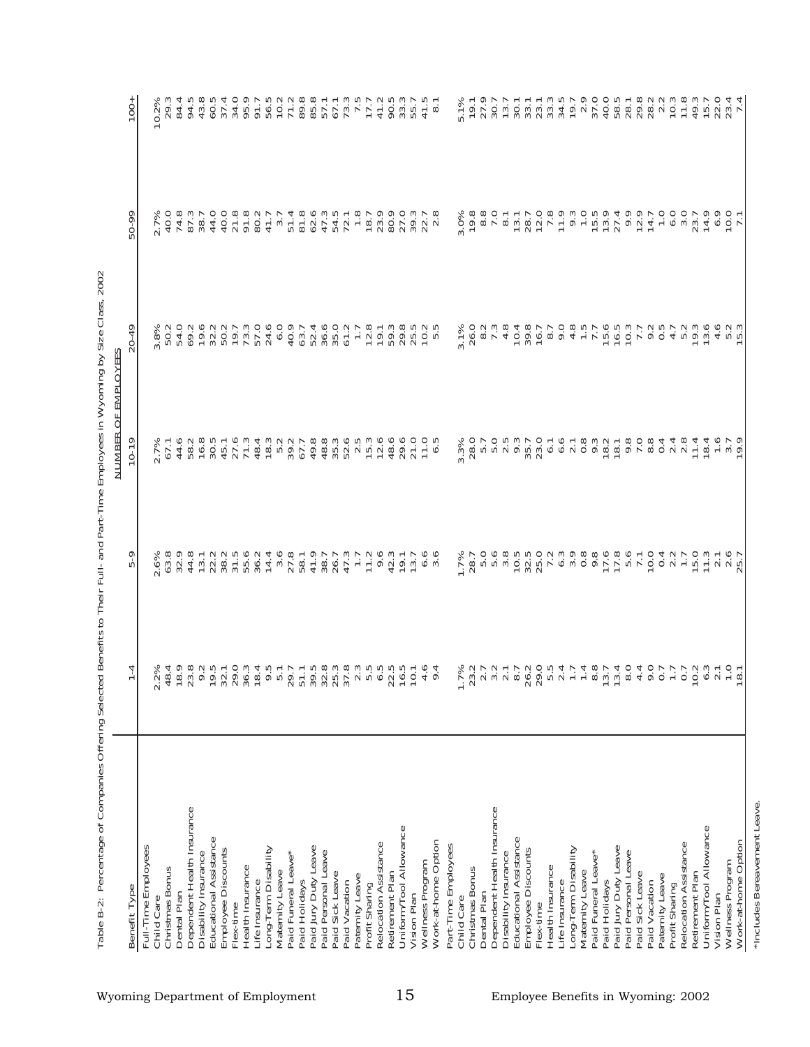Table B-2: Percentage of Companies Offering Selected Benefits to Their Full- and Part-Time Employees in Wyoming by Size Class, 2002

| Benefit Type | 1-4 | 5-9 | 10-19 | 20-49 | 50-99 | 100+ |
|---|---|---|---|---|---|---|
| | NUMBER OF EMPLOYEES | | | | | |
| Full-Time Employees | | | | | | |
| Child Care | 2.2% | 2.6% | 2.7% | 3.8% | 2.7% | 10.2% |
| Christmas Bonus | 48.4 | 63.8 | 67.1 | 50.2 | 40.0 | 29.3 |
| Dental Plan | 18.9 | 32.9 | 44.6 | 54.0 | 74.8 | 84.4 |
| Dependent Health Insurance | 23.8 | 44.8 | 58.2 | 69.2 | 87.3 | 94.5 |
| Disability Insurance | 9.2 | 13.1 | 16.8 | 19.6 | 38.7 | 43.8 |
| Educational Assistance | 19.5 | 22.2 | 30.5 | 32.2 | 44.0 | 60.5 |
| Employee Discounts | 32.1 | 38.2 | 45.1 | 50.2 | 40.0 | 37.4 |
| Flex-time | 29.0 | 31.5 | 27.6 | 19.7 | 21.8 | 34.0 |
| Health Insurance | 36.3 | 55.6 | 71.3 | 73.3 | 91.8 | 95.9 |
| Life Insurance | 18.4 | 36.2 | 48.4 | 57.0 | 80.2 | 91.7 |
| Long-Term Disability | 9.5 | 14.4 | 18.3 | 24.6 | 41.7 | 56.5 |
| Maternity Leave | 5.1 | 3.6 | 5.2 | 6.0 | 3.7 | 10.2 |
| Paid Funeral Leave* | 29.7 | 27.8 | 39.2 | 40.9 | 51.4 | 71.2 |
| Paid Holidays | 51.1 | 58.1 | 67.7 | 63.7 | 81.8 | 89.8 |
| Paid Jury Duty Leave | 39.5 | 41.9 | 49.8 | 52.4 | 62.6 | 85.8 |
| Paid Personal Leave | 32.8 | 38.7 | 48.8 | 36.6 | 47.3 | 57.1 |
| Paid Sick Leave | 25.3 | 26.7 | 35.3 | 35.0 | 54.5 | 67.1 |
| Paid Vacation | 37.8 | 47.3 | 52.6 | 61.2 | 72.1 | 73.3 |
| Paternity Leave | 2.3 | 1.7 | 2.5 | 1.7 | 1.8 | 7.5 |
| Profit Sharing | 5.5 | 11.2 | 15.3 | 12.8 | 18.7 | 17.7 |
| Relocation Assistance | 6.5 | 9.6 | 12.6 | 19.1 | 23.9 | 41.2 |
| Retirement Plan | 22.5 | 42.3 | 48.6 | 59.3 | 80.9 | 90.5 |
| Uniform/Tool Allowance | 16.5 | 19.1 | 29.6 | 29.8 | 27.0 | 33.3 |
| Vision Plan | 10.1 | 13.7 | 21.0 | 25.5 | 39.3 | 55.7 |
| Wellness Program | 4.6 | 6.6 | 11.0 | 10.2 | 22.7 | 41.5 |
| Work-at-home Option | 9.4 | 3.6 | 6.5 | 5.5 | 2.8 | 8.1 |
| Part-Time Employees | | | | | | |
| Child Care | 1.7% | 1.7% | 3.3% | 3.1% | 3.0% | 5.1% |
| Christmas Bonus | 23.2 | 28.7 | 28.0 | 26.0 | 19.8 | 19.1 |
| Dental Plan | 2.7 | 5.0 | 5.7 | 8.2 | 8.8 | 27.9 |
| Dependent Health Insurance | 3.2 | 5.6 | 5.0 | 7.3 | 7.0 | 30.7 |
| Disability Insurance | 2.1 | 3.8 | 2.5 | 4.8 | 8.1 | 13.7 |
| Educational Assistance | 8.7 | 10.5 | 9.3 | 10.4 | 13.1 | 30.1 |
| Employee Discounts | 26.2 | 32.5 | 35.7 | 39.8 | 28.7 | 33.1 |
| Flex-time | 29.0 | 25.0 | 23.0 | 16.7 | 12.0 | 23.1 |
| Health Insurance | 5.5 | 7.2 | 6.1 | 8.7 | 7.8 | 33.3 |
| Life Insurance | 2.4 | 6.3 | 6.6 | 9.0 | 11.9 | 34.5 |
| Long-Term Disability | 1.7 | 3.9 | 2.1 | 4.8 | 9.3 | 19.7 |
| Maternity Leave | 1.4 | 0.8 | 0.8 | 1.5 | 1.0 | 2.9 |
| Paid Funeral Leave* | 8.8 | 9.8 | 9.3 | 7.7 | 15.5 | 37.0 |
| Paid Holidays | 13.7 | 17.6 | 18.2 | 15.6 | 13.9 | 40.0 |
| Paid Jury Duty Leave | 13.4 | 17.8 | 18.1 | 16.5 | 27.4 | 58.5 |
| Paid Personal Leave | 8.0 | 5.6 | 9.8 | 10.3 | 9.9 | 28.1 |
| Paid Sick Leave | 4.4 | 7.1 | 7.0 | 7.7 | 12.9 | 29.8 |
| Paid Vacation | 9.0 | 10.0 | 8.8 | 9.2 | 14.7 | 28.2 |
| Paternity Leave | 0.7 | 0.4 | 0.4 | 0.5 | 1.0 | 2.2 |
| Profit Sharing | 1.7 | 2.2 | 2.4 | 4.7 | 6.0 | 10.3 |
| Relocation Assistance | 0.7 | 1.7 | 2.8 | 5.2 | 3.0 | 11.8 |
| Retirement Plan | 10.2 | 15.0 | 11.4 | 19.3 | 23.7 | 49.3 |
| Uniform/Tool Allowance | 6.3 | 11.3 | 18.4 | 13.6 | 14.9 | 15.7 |
| Vision Plan | 2.1 | 2.1 | 1.6 | 4.6 | 6.9 | 22.0 |
| Wellness Program | 1.0 | 2.6 | 3.7 | 5.2 | 10.0 | 23.4 |
| Work-at-home Option | 18.1 | 25.7 | 19.9 | 15.3 | 7.1 | 7.4 |

*Includes Bereavement Leave.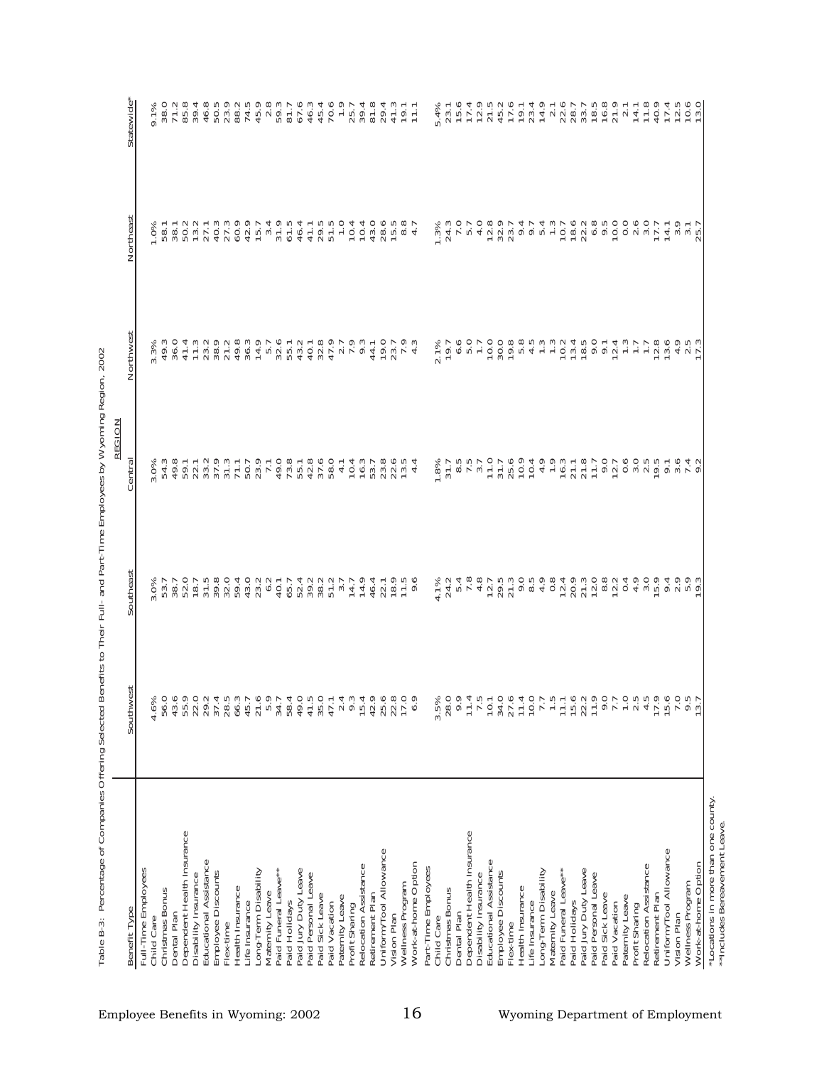Table B-3: Percentage of Companies Offering Selected Benefits to Their Full- and Part-Time Employees by Wyoming Region, 2002

| Benefit Type | Southwest | Southeast | Central | Northwest | Northeast | Statewide* |
|---|---|---|---|---|---|---|
| | REGION | | | | | |
| **Full-Time Employees** | | | | | | |
| Child Care | 4.6% | 3.0% | 3.0% | 3.3% | 1.0% | 9.1% |
| Christmas Bonus | 56.0 | 53.7 | 54.3 | 49.3 | 58.1 | 38.0 |
| Dental Plan | 43.6 | 38.7 | 49.8 | 36.0 | 38.1 | 71.2 |
| Dependent Health Insurance | 55.9 | 52.0 | 59.1 | 41.4 | 50.2 | 85.8 |
| Disability Insurance | 22.0 | 18.7 | 22.1 | 11.3 | 13.2 | 39.4 |
| Educational Assistance | 29.2 | 31.5 | 33.2 | 23.2 | 27.1 | 46.8 |
| Employee Discounts | 37.4 | 39.8 | 37.9 | 38.9 | 40.3 | 50.5 |
| Flex-time | 28.5 | 32.0 | 31.3 | 21.2 | 27.3 | 23.9 |
| Health Insurance | 66.3 | 59.4 | 71.1 | 49.8 | 60.9 | 88.2 |
| Life Insurance | 45.7 | 43.0 | 50.7 | 36.3 | 42.9 | 74.5 |
| Long-Term Disability | 21.6 | 23.2 | 23.9 | 14.9 | 15.7 | 45.9 |
| Maternity Leave | 5.9 | 6.2 | 7.1 | 5.7 | 3.4 | 2.8 |
| Paid Funeral Leave** | 34.7 | 40.1 | 49.0 | 32.6 | 31.9 | 59.3 |
| Paid Holidays | 58.4 | 65.7 | 73.8 | 55.1 | 61.5 | 81.7 |
| Paid Jury Duty Leave | 49.0 | 52.4 | 55.1 | 43.2 | 46.4 | 67.6 |
| Paid Personal Leave | 41.5 | 39.2 | 42.8 | 40.1 | 41.1 | 46.3 |
| Paid Sick Leave | 35.0 | 38.2 | 37.6 | 32.8 | 29.5 | 45.4 |
| Paid Vacation | 47.1 | 51.2 | 58.0 | 47.9 | 51.5 | 70.6 |
| Paternity Leave | 2.4 | 3.7 | 4.1 | 2.7 | 1.0 | 1.9 |
| Profit Sharing | 9.3 | 14.7 | 10.4 | 7.9 | 10.4 | 25.7 |
| Relocation Assistance | 15.4 | 14.9 | 16.3 | 9.3 | 10.4 | 39.4 |
| Retirement Plan | 42.9 | 46.4 | 53.7 | 44.1 | 43.0 | 81.8 |
| Uniform/Tool Allowance | 25.6 | 22.1 | 23.8 | 19.0 | 28.6 | 29.4 |
| Vision Plan | 22.8 | 18.9 | 22.6 | 23.7 | 15.5 | 41.3 |
| Wellness Program | 17.0 | 11.5 | 13.5 | 7.9 | 8.8 | 19.1 |
| Work-at-home Option | 6.9 | 9.6 | 4.4 | 4.3 | 4.7 | 11.1 |
| **Part-Time Employees** | | | | | | |
| Child Care | 3.5% | 4.1% | 1.8% | 2.1% | 1.3% | 5.4% |
| Christmas Bonus | 28.0 | 24.2 | 31.7 | 19.7 | 24.3 | 23.1 |
| Dental Plan | 9.9 | 5.4 | 8.5 | 6.6 | 7.0 | 15.6 |
| Dependent Health Insurance | 11.4 | 7.8 | 7.5 | 5.0 | 5.7 | 17.4 |
| Disability Insurance | 7.5 | 4.8 | 3.7 | 1.7 | 4.0 | 12.9 |
| Educational Assistance | 10.1 | 12.7 | 11.0 | 10.0 | 12.8 | 21.5 |
| Employee Discounts | 34.0 | 29.5 | 31.7 | 30.0 | 32.9 | 45.2 |
| Flex-time | 27.6 | 21.3 | 25.6 | 19.8 | 23.7 | 17.6 |
| Health Insurance | 11.4 | 9.0 | 10.9 | 5.8 | 9.4 | 19.1 |
| Life Insurance | 10.0 | 8.5 | 10.4 | 4.5 | 9.7 | 23.4 |
| Long-Term Disability | 7.7 | 4.9 | 4.9 | 1.3 | 5.4 | 14.9 |
| Maternity Leave | 1.5 | 0.8 | 1.9 | 1.3 | 1.3 | 2.1 |
| Paid Funeral Leave** | 11.1 | 12.4 | 16.3 | 10.2 | 10.7 | 22.6 |
| Paid Holidays | 15.6 | 20.9 | 21.1 | 13.4 | 18.6 | 28.7 |
| Paid Jury Duty Leave | 22.2 | 21.3 | 21.8 | 18.5 | 22.2 | 33.7 |
| Paid Personal Leave | 11.9 | 12.0 | 11.7 | 9.0 | 6.8 | 18.5 |
| Paid Sick Leave | 9.0 | 8.8 | 9.0 | 9.1 | 9.5 | 16.8 |
| Paid Vacation | 7.7 | 12.2 | 12.7 | 12.4 | 10.0 | 21.9 |
| Paternity Leave | 1.0 | 0.4 | 0.6 | 1.3 | 0.0 | 2.1 |
| Profit Sharing | 2.5 | 4.9 | 3.0 | 1.7 | 2.6 | 14.1 |
| Relocation Assistance | 4.5 | 3.0 | 2.5 | 1.7 | 3.0 | 11.8 |
| Retirement Plan | 17.9 | 15.9 | 19.5 | 12.8 | 17.7 | 40.9 |
| Uniform/Tool Allowance | 15.6 | 9.4 | 9.1 | 13.6 | 14.1 | 17.4 |
| Vision Plan | 7.0 | 2.9 | 3.6 | 4.9 | 3.9 | 12.5 |
| Wellness Program | 9.5 | 5.9 | 7.4 | 2.5 | 3.1 | 10.6 |
| Work-at-home Option | 13.7 | 19.3 | 9.2 | 17.3 | 25.7 | 13.0 |

*Locations in more than one county.
**Includes Bereavement Leave.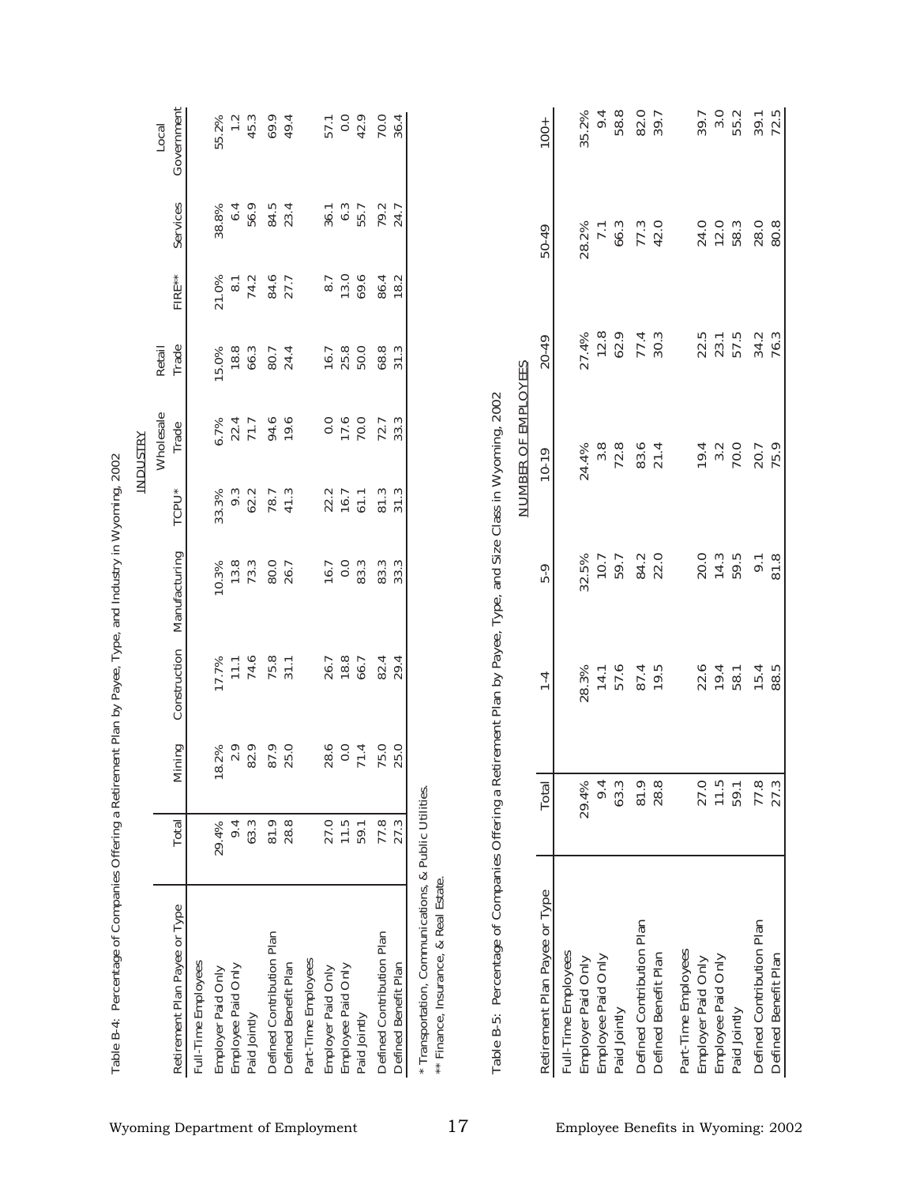Table B-4: Percentage of Companies Offering a Retirement Plan by Payee, Type, and Industry in Wyoming, 2002

| Retirement Plan Payee or Type | Total | INDUSTRY | | | | | | | | |
|---|---|---|---|---|---|---|---|---|---|---|
| | | Mining | Construction | Manufacturing | TCPU* | Wholesale Trade | Retail Trade | FIRE** | Services | Local Government |
| Full-Time Employees | | | | | | | | | | |
| Employer Paid Only | 29.4% | 18.2% | 17.7% | 10.3% | 33.3% | 6.7% | 15.0% | 21.0% | 38.8% | 55.2% |
| Employee Paid Only | 9.4 | 2.9 | 11.1 | 13.8 | 9.3 | 22.4 | 18.8 | 8.1 | 6.4 | 1.2 |
| Paid Jointly | 63.3 | 82.9 | 74.6 | 73.3 | 62.2 | 71.7 | 66.3 | 74.2 | 56.9 | 45.3 |
| Defined Contribution Plan | 81.9 | 87.9 | 75.8 | 80.0 | 78.7 | 94.6 | 80.7 | 84.6 | 84.5 | 69.9 |
| Defined Benefit Plan | 28.8 | 25.0 | 31.1 | 26.7 | 41.3 | 19.6 | 24.4 | 27.7 | 23.4 | 49.4 |
| Part-Time Employees | | | | | | | | | | |
| Employer Paid Only | 27.0 | 28.6 | 26.7 | 16.7 | 22.2 | 0.0 | 16.7 | 8.7 | 36.1 | 57.1 |
| Employee Paid Only | 11.5 | 0.0 | 18.8 | 0.0 | 16.7 | 17.6 | 25.8 | 13.0 | 6.3 | 0.0 |
| Paid Jointly | 59.1 | 71.4 | 66.7 | 83.3 | 61.1 | 70.0 | 50.0 | 69.6 | 55.7 | 42.9 |
| Defined Contribution Plan | 77.8 | 75.0 | 82.4 | 83.3 | 81.3 | 72.7 | 68.8 | 86.4 | 79.2 | 70.0 |
| Defined Benefit Plan | 27.3 | 25.0 | 29.4 | 33.3 | 31.3 | 33.3 | 31.3 | 18.2 | 24.7 | 36.4 |

* Transportation, Communications, & Public Utilities.
** Finance, Insurance, & Real Estate.

Table B-5: Percentage of Companies Offering a Retirement Plan by Payee, Type, and Size Class in Wyoming, 2002

| Retirement Plan Payee or Type | Total | NUMBER OF EMPLOYEES | | | | | |
|---|---|---|---|---|---|---|---|
| | | 1-4 | 5-9 | 10-19 | 20-49 | 50-49 | 100+ |
| Full-Time Employees | | | | | | | |
| Employer Paid Only | 29.4% | 28.3% | 32.5% | 24.4% | 27.4% | 28.2% | 35.2% |
| Employee Paid Only | 9.4 | 14.1 | 10.7 | 3.8 | 12.8 | 7.1 | 9.4 |
| Paid Jointly | 63.3 | 57.6 | 59.7 | 72.8 | 62.9 | 66.3 | 58.8 |
| Defined Contribution Plan | 81.9 | 87.4 | 84.2 | 83.6 | 77.4 | 77.3 | 82.0 |
| Defined Benefit Plan | 28.8 | 19.5 | 22.0 | 21.4 | 30.3 | 42.0 | 39.7 |
| Part-Time Employees | | | | | | | |
| Employer Paid Only | 27.0 | 22.6 | 20.0 | 19.4 | 22.5 | 24.0 | 39.7 |
| Employee Paid Only | 11.5 | 19.4 | 14.3 | 3.2 | 23.1 | 12.0 | 3.0 |
| Paid Jointly | 59.1 | 58.1 | 59.5 | 70.0 | 57.5 | 58.3 | 55.2 |
| Defined Contribution Plan | 77.8 | 15.4 | 9.1 | 20.7 | 34.2 | 28.0 | 39.1 |
| Defined Benefit Plan | 27.3 | 88.5 | 81.8 | 75.9 | 76.3 | 80.8 | 72.5 |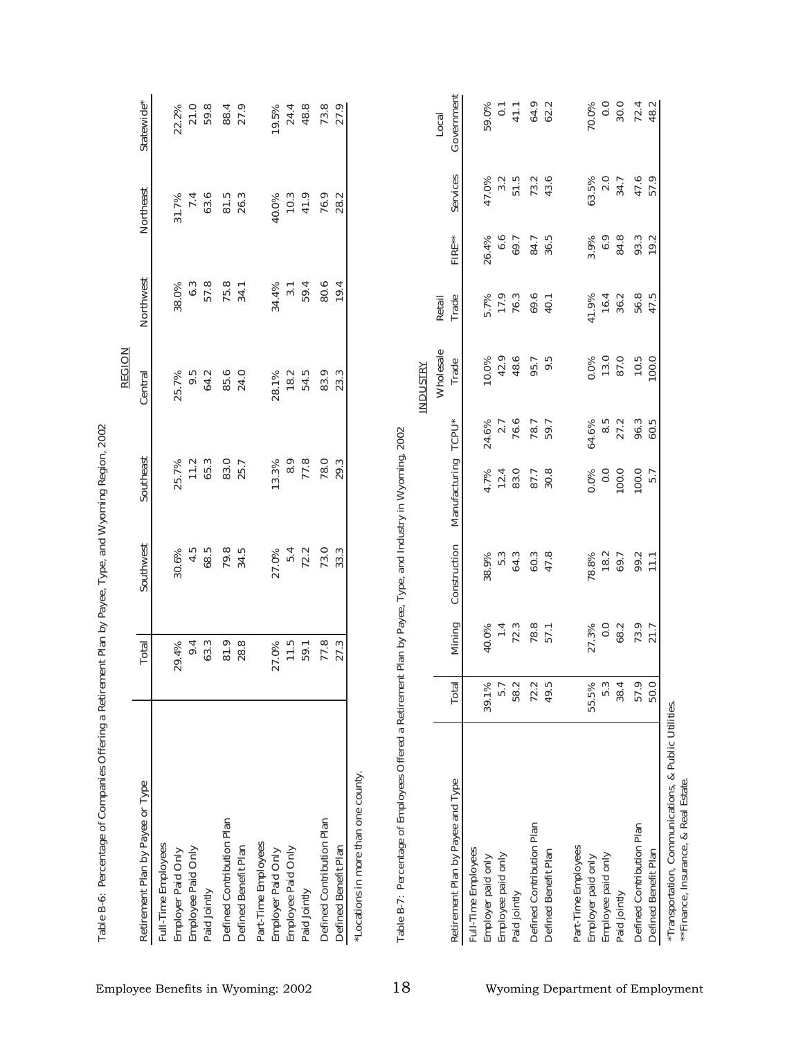Table B-6: Percentage of Companies Offering a Retirement Plan by Payee, Type, and Wyoming Region, 2002

| Retirement Plan by Payee or Type | Total | REGION | | | | | | Statewide* |
|---|---|---|---|---|---|---|---|---|
| | | Southwest | Southeast | Central | Northwest | Northeast | | |
| Full-Time Employees | | | | | | | | |
| Employer Paid Only | 29.4% | 30.6% | 25.7% | 25.7% | 38.0% | 31.7% | | 22.2% |
| Employee Paid Only | 9.4 | 4.5 | 11.2 | 9.5 | 6.3 | 7.4 | | 21.0 |
| Paid Jointly | 63.3 | 68.5 | 65.3 | 64.2 | 57.8 | 63.6 | | 59.8 |
| Defined Contribution Plan | 81.9 | 79.8 | 83.0 | 85.6 | 75.8 | 81.5 | | 88.4 |
| Defined Benefit Plan | 28.8 | 34.5 | 25.7 | 24.0 | 34.1 | 26.3 | | 27.9 |
| Part-Time Employees | | | | | | | | |
| Employer Paid Only | 27.0% | 27.0% | 13.3% | 28.1% | 34.4% | 40.0% | | 19.5% |
| Employee Paid Only | 11.5 | 5.4 | 8.9 | 18.2 | 3.1 | 10.3 | | 24.4 |
| Paid Jointly | 59.1 | 72.2 | 77.8 | 54.5 | 59.4 | 41.9 | | 48.8 |
| Defined Contribution Plan | 77.8 | 73.0 | 78.0 | 83.9 | 80.6 | 76.9 | | 73.8 |
| Defined Benefit Plan | 27.3 | 33.3 | 29.3 | 23.3 | 19.4 | 28.2 | | 27.9 |

*Locations in more than one county.

Table B-7: Percentage of Employees Offered a Retirement Plan by Payee, Type, and Industry in Wyoming, 2002

| Retirement Plan by Payee and Type | Total | INDUSTRY | | | | | | | | Local Government |
|---|---|---|---|---|---|---|---|---|---|---|
| | | Mining | Construction | Manufacturing | TCPU* | Wholesale Trade | Retail Trade | FIRE** | Services | |
| Full-Time Employees | | | | | | | | | | |
| Employer paid only | 39.1% | 40.0% | 38.9% | 4.7% | 24.6% | 10.0% | 5.7% | 26.4% | 47.0% | 59.0% |
| Employee paid only | 5.7 | 1.4 | 5.3 | 12.4 | 2.7 | 42.9 | 17.9 | 6.6 | 3.2 | 0.1 |
| Paid jointly | 58.2 | 72.3 | 64.3 | 83.0 | 76.6 | 48.6 | 76.3 | 69.7 | 51.5 | 41.1 |
| Defined Contribution Plan | 72.2 | 78.8 | 60.3 | 87.7 | 78.7 | 95.7 | 69.6 | 84.7 | 73.2 | 64.9 |
| Defined Benefit Plan | 49.5 | 57.1 | 47.8 | 30.8 | 59.7 | 9.5 | 40.1 | 36.5 | 43.6 | 62.2 |
| Part-Time Employees | | | | | | | | | | |
| Employer paid only | 55.5% | 27.3% | 78.8% | 0.0% | 64.6% | 0.0% | 41.9% | 3.9% | 63.5% | 70.0% |
| Employee paid only | 5.3 | 0.0 | 18.2 | 0.0 | 8.5 | 13.0 | 16.4 | 6.9 | 2.0 | 0.0 |
| Paid jointly | 38.4 | 68.2 | 69.7 | 100.0 | 27.2 | 87.0 | 36.2 | 84.8 | 34.7 | 30.0 |
| Defined Contribution Plan | 57.9 | 73.9 | 99.2 | 100.0 | 96.3 | 10.5 | 56.8 | 93.3 | 47.6 | 72.4 |
| Defined Benefit Plan | 50.0 | 21.7 | 11.1 | 5.7 | 60.5 | 100.0 | 47.5 | 19.2 | 57.9 | 48.2 |

*Transportation, Communications, & Public Utilities.
**Finance, Insurance, & Real Estate.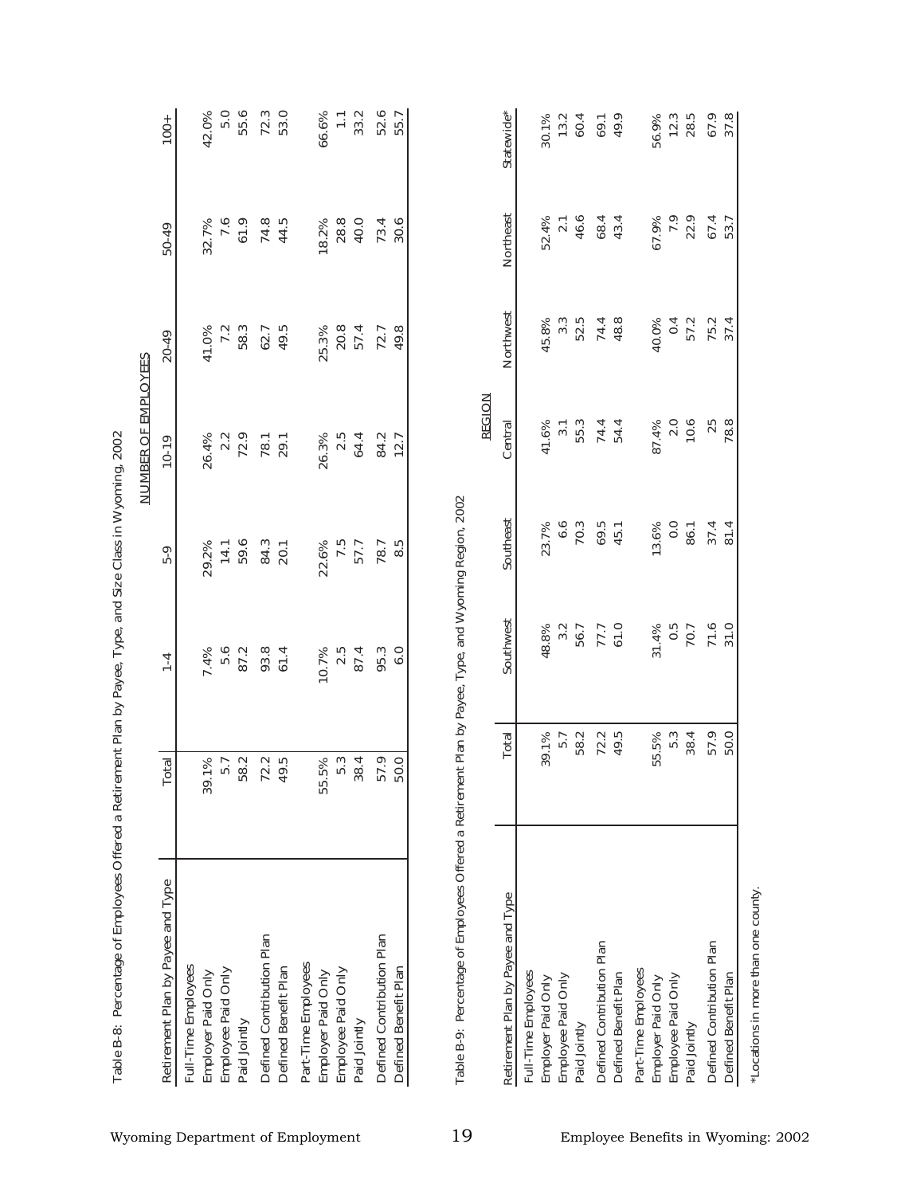Table B-8: Percentage of Employees Offered a Retirement Plan by Payee, Type, and Size Class in Wyoming, 2002

| Retirement Plan by Payee and Type | Total | NUMBER OF EMPLOYEES | | | | | |
|---|---|---|---|---|---|---|---|
| | | 1-4 | 5-9 | 10-19 | 20-49 | 50-49 | 100+ |
| Full-Time Employees | | | | | | | |
| Employer Paid Only | 39.1% | 7.4% | 29.2% | 26.4% | 41.0% | 32.7% | 42.0% |
| Employee Paid Only | 5.7 | 5.6 | 14.1 | 2.2 | 7.2 | 7.6 | 5.0 |
| Paid Jointly | 58.2 | 87.2 | 59.6 | 72.9 | 58.3 | 61.9 | 55.6 |
| Defined Contribution Plan | 72.2 | 93.8 | 84.3 | 78.1 | 62.7 | 74.8 | 72.3 |
| Defined Benefit Plan | 49.5 | 61.4 | 20.1 | 29.1 | 49.5 | 44.5 | 53.0 |
| Part-Time Employees | | | | | | | |
| Employer Paid Only | 55.5% | 10.7% | 22.6% | 26.3% | 25.3% | 18.2% | 66.6% |
| Employee Paid Only | 5.3 | 2.5 | 7.5 | 2.5 | 20.8 | 28.8 | 1.1 |
| Paid Jointly | 38.4 | 87.4 | 57.7 | 64.4 | 57.4 | 40.0 | 33.2 |
| Defined Contribution Plan | 57.9 | 95.3 | 78.7 | 84.2 | 72.7 | 73.4 | 52.6 |
| Defined Benefit Plan | 50.0 | 6.0 | 8.5 | 12.7 | 49.8 | 30.6 | 55.7 |

Table B-9: Percentage of Employees Offered a Retirement Plan by Payee, Type, and Wyoming Region, 2002

| Retirement Plan by Payee and Type | Total | REGION | | | | | |
|---|---|---|---|---|---|---|---|
| | | Southwest | Southeast | Central | Northwest | Northeast | Statewide* |
| Full-Time Employees | | | | | | | |
| Employer Paid Only | 39.1% | 48.8% | 23.7% | 41.6% | 45.8% | 52.4% | 30.1% |
| Employee Paid Only | 5.7 | 3.2 | 6.6 | 3.1 | 3.3 | 2.1 | 13.2 |
| Paid Jointly | 58.2 | 56.7 | 70.3 | 55.3 | 52.5 | 46.6 | 60.4 |
| Defined Contribution Plan | 72.2 | 77.7 | 69.5 | 74.4 | 74.4 | 68.4 | 69.1 |
| Defined Benefit Plan | 49.5 | 61.0 | 45.1 | 54.4 | 48.8 | 43.4 | 49.9 |
| Part-Time Employees | | | | | | | |
| Employer Paid Only | 55.5% | 31.4% | 13.6% | 87.4% | 40.0% | 67.9% | 56.9% |
| Employee Paid Only | 5.3 | 0.5 | 0.0 | 2.0 | 0.4 | 7.9 | 12.3 |
| Paid Jointly | 38.4 | 70.7 | 86.1 | 10.6 | 57.2 | 22.9 | 28.5 |
| Defined Contribution Plan | 57.9 | 71.6 | 37.4 | 25 | 75.2 | 67.4 | 67.9 |
| Defined Benefit Plan | 50.0 | 31.0 | 81.4 | 78.8 | 37.4 | 53.7 | 37.8 |

*Locations in more than one county.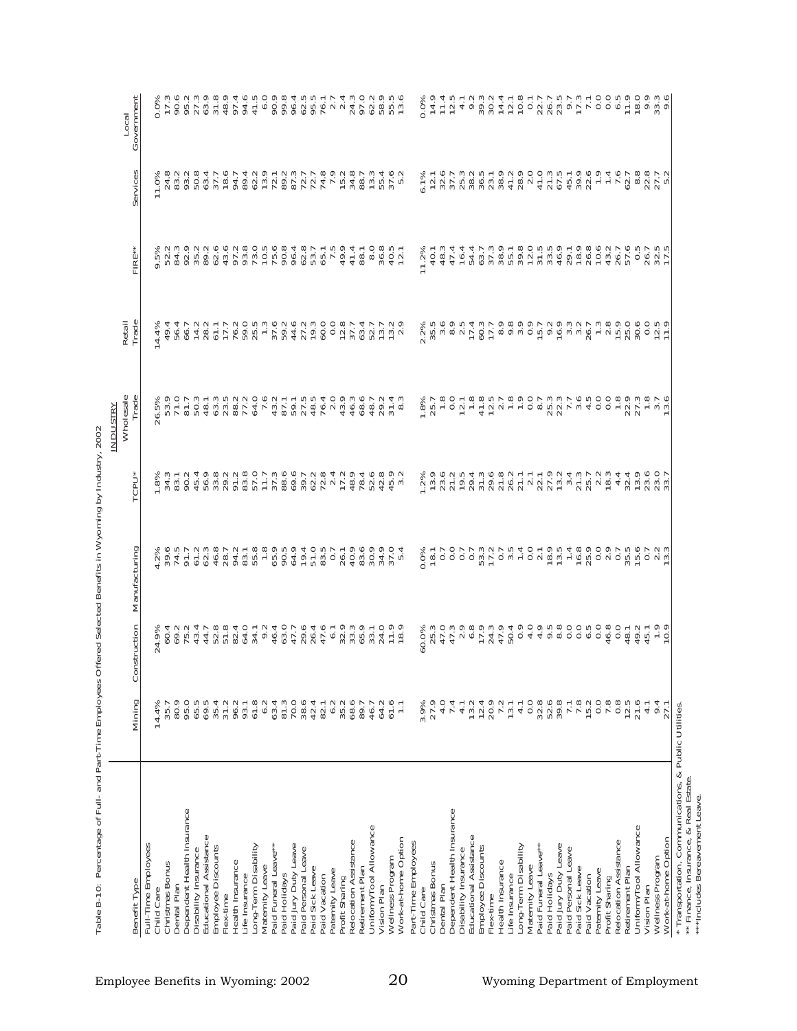Table B-10: Percentage of Full- and Part-Time Employees Offered Selected Benefits in Wyoming by Industry, 2002

| | INDUSTRY | | | | | | | | |
|---|---|---|---|---|---|---|---|---|---|
| Benefit Type | Mining | Construction | Manufacturing | TCPU* | Wholesale Trade | Retail Trade | FIRE** | Services | Local Government |
| **Full-Time Employees** | | | | | | | | | |
| Child Care | 14.4% | 24.9% | 4.2% | 1.8% | 26.5% | 14.4% | 9.5% | 11.0% | 0.0% |
| Christmas Bonus | 35.7 | 60.4 | 39.6 | 34.3 | 53.9 | 49.4 | 52.2 | 24.8 | 17.3 |
| Dental Plan | 80.9 | 69.2 | 74.5 | 83.1 | 71.0 | 56.4 | 84.3 | 83.2 | 90.6 |
| Dependent Health Insurance | 95.0 | 75.2 | 91.7 | 90.2 | 81.7 | 66.7 | 92.9 | 93.2 | 95.2 |
| Disability Insurance | 65.5 | 43.4 | 61.2 | 45.4 | 50.3 | 14.2 | 35.2 | 50.8 | 27.3 |
| Educational Assistance | 69.5 | 44.7 | 62.3 | 56.9 | 48.1 | 28.2 | 89.2 | 63.4 | 63.9 |
| Employee Discounts | 35.4 | 52.8 | 46.8 | 33.8 | 63.3 | 61.1 | 62.6 | 37.7 | 31.8 |
| Flex-time | 31.2 | 51.8 | 28.7 | 29.2 | 23.5 | 17.7 | 43.6 | 18.6 | 48.9 |
| Health Insurance | 96.2 | 82.4 | 94.2 | 91.2 | 88.2 | 76.2 | 97.2 | 94.7 | 97.4 |
| Life Insurance | 93.1 | 64.0 | 83.1 | 83.8 | 77.2 | 59.0 | 93.8 | 89.4 | 94.6 |
| Long-Term Disability | 61.8 | 34.1 | 55.8 | 57.0 | 64.0 | 25.5 | 73.0 | 62.2 | 41.5 |
| Maternity Leave | 6.2 | 9.2 | 1.8 | 11.7 | 7.6 | 1.3 | 10.5 | 13.9 | 6.0 |
| Paid Funeral Leave*** | 63.4 | 46.4 | 65.9 | 37.3 | 43.2 | 37.6 | 75.6 | 72.1 | 90.9 |
| Paid Holidays | 81.3 | 63.0 | 90.5 | 88.6 | 87.1 | 59.2 | 90.8 | 89.2 | 99.8 |
| Paid Jury Duty Leave | 70.0 | 47.7 | 64.9 | 69.6 | 59.1 | 44.6 | 96.4 | 87.3 | 96.4 |
| Paid Personal Leave | 38.6 | 29.6 | 19.4 | 39.7 | 27.5 | 27.2 | 62.8 | 72.7 | 62.5 |
| Paid Sick Leave | 42.4 | 26.4 | 51.0 | 62.2 | 48.5 | 19.3 | 53.7 | 72.7 | 95.5 |
| Paid Vacation | 82.1 | 47.6 | 83.5 | 72.8 | 76.4 | 60.0 | 65.1 | 74.8 | 76.1 |
| Paternity Leave | 6.2 | 6.1 | 0.7 | 2.4 | 2.0 | 0.0 | 7.5 | 7.9 | 2.7 |
| Profit Sharing | 35.2 | 32.9 | 26.1 | 17.2 | 43.9 | 12.8 | 49.9 | 15.2 | 2.4 |
| Relocation Assistance | 68.6 | 33.3 | 40.9 | 48.9 | 46.3 | 37.7 | 41.4 | 34.8 | 24.3 |
| Retirement Plan | 89.7 | 65.9 | 83.6 | 78.4 | 68.6 | 63.4 | 88.1 | 88.7 | 97.0 |
| Uniform/Tool Allowance | 46.7 | 33.1 | 30.9 | 52.6 | 48.7 | 52.7 | 8.0 | 13.3 | 62.2 |
| Vision Plan | 64.2 | 24.0 | 34.9 | 42.8 | 29.2 | 13.7 | 36.8 | 55.4 | 58.9 |
| Wellness Program | 61.6 | 11.9 | 37.0 | 45.9 | 31.4 | 13.2 | 40.5 | 37.6 | 55.5 |
| Work-at-home Option | 1.1 | 18.9 | 5.4 | 3.2 | 8.3 | 2.9 | 12.1 | 5.2 | 13.6 |
| **Part-Time Employees** | | | | | | | | | |
| Child Care | 3.9% | 60.0% | 0.0% | 1.2% | 1.8% | 2.2% | 11.2% | 6.1% | 0.0% |
| Christmas Bonus | 27.9 | 25.3 | 18.1 | 13.9 | 25.7 | 35.5 | 40.1 | 12.1 | 14.9 |
| Dental Plan | 4.0 | 47.0 | 0.7 | 23.6 | 1.8 | 3.6 | 48.3 | 32.6 | 11.4 |
| Dependent Health Insurance | 7.4 | 47.3 | 0.0 | 21.2 | 0.0 | 8.9 | 47.4 | 37.7 | 12.5 |
| Disability Insurance | 4.1 | 2.9 | 0.7 | 19.5 | 12.1 | 2.5 | 16.4 | 25.3 | 4.1 |
| Educational Assistance | 13.2 | 6.8 | 0.7 | 29.4 | 1.8 | 17.4 | 54.4 | 38.2 | 9.2 |
| Employee Discounts | 12.4 | 17.9 | 53.3 | 31.3 | 41.8 | 60.3 | 63.7 | 36.5 | 39.3 |
| Flex-time | 20.9 | 24.3 | 17.2 | 29.6 | 12.5 | 17.7 | 37.3 | 23.1 | 30.2 |
| Health Insurance | 7.2 | 47.9 | 0.7 | 21.8 | 2.7 | 8.9 | 38.9 | 38.9 | 14.4 |
| Life Insurance | 13.1 | 50.4 | 3.5 | 26.2 | 1.8 | 9.8 | 55.1 | 41.2 | 12.1 |
| Long-Term Disability | 4.1 | 0.9 | 1.4 | 21.1 | 1.9 | 3.9 | 39.8 | 28.9 | 10.8 |
| Maternity Leave | 0.0 | 4.0 | 0.0 | 2.1 | 0.0 | 0.9 | 12.0 | 2.0 | 0.1 |
| Paid Funeral Leave** | 32.8 | 4.9 | 2.1 | 22.1 | 8.7 | 15.7 | 31.5 | 41.0 | 22.7 |
| Paid Holidays | 52.6 | 9.5 | 18.9 | 27.9 | 25.3 | 9.2 | 33.5 | 21.3 | 26.7 |
| Paid Jury Duty Leave | 39.8 | 8.8 | 13.5 | 13.2 | 22.3 | 16.9 | 46.9 | 67.5 | 23.5 |
| Paid Personal Leave | 7.1 | 0.0 | 1.4 | 3.4 | 7.7 | 3.3 | 29.1 | 45.1 | 9.7 |
| Paid Sick Leave | 7.8 | 0.0 | 16.8 | 21.3 | 3.6 | 3.2 | 18.9 | 39.9 | 17.3 |
| Paid Vacation | 15.2 | 6.5 | 25.9 | 25.7 | 4.5 | 26.7 | 26.8 | 22.6 | 7.1 |
| Paternity Leave | 0.0 | 0.0 | 0.0 | 2.2 | 0.0 | 1.3 | 10.6 | 1.9 | 0.0 |
| Profit Sharing | 7.8 | 46.8 | 2.9 | 18.3 | 0.0 | 2.8 | 43.2 | 1.4 | 0.0 |
| Relocation Assistance | 0.8 | 0.0 | 0.7 | 4.4 | 1.8 | 15.9 | 26.7 | 7.6 | 6.5 |
| Retirement Plan | 12.5 | 48.1 | 35.5 | 32.4 | 22.9 | 25.0 | 57.6 | 62.7 | 11.9 |
| Uniform/Tool Allowance | 21.6 | 49.2 | 15.6 | 13.9 | 27.3 | 30.6 | 0.5 | 8.8 | 18.0 |
| Vision Plan | 4.1 | 45.1 | 0.7 | 23.6 | 1.8 | 0.0 | 26.7 | 22.8 | 9.9 |
| Wellness Program | 9.4 | 1.9 | 2.2 | 23.0 | 3.7 | 12.5 | 32.5 | 27.7 | 33.3 |
| Work-at-home Option | 27.1 | 10.9 | 13.3 | 33.7 | 13.6 | 11.9 | 17.5 | 5.2 | 9.6 |

\* Transportation, Communications, & Public Utilities.
\*\* Finance, Insurance, & Real Estate.
\*\*\*Includes Bereavement Leave.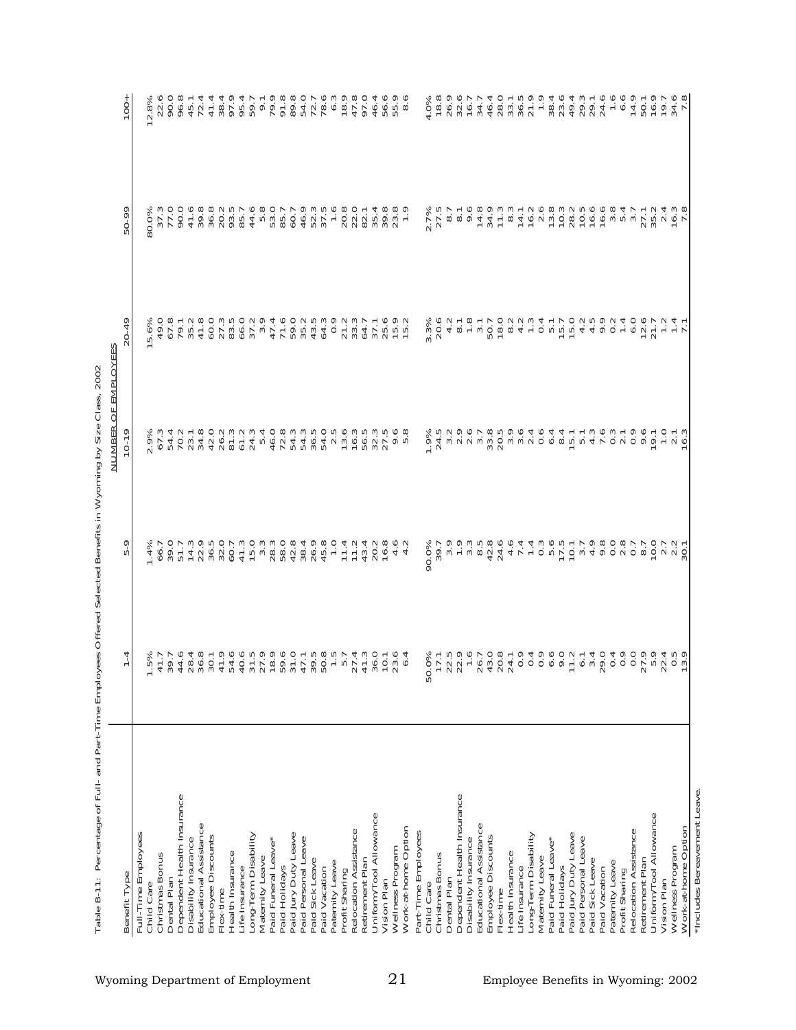Table B-11: Percentage of Full- and Part-Time Employees Offered Selected Benefits in Wyoming by Size Class, 2002

| Benefit Type | NUMBER OF EMPLOYEES | | | | | |
|---|---|---|---|---|---|---|
| | 1-4 | 5-9 | 10-19 | 20-49 | 50-99 | 100+ |
| **Full-Time Employees** | | | | | | |
| Child Care | 1.5% | 1.4% | 2.9% | 15.6% | 80.0% | 12.8% |
| Christmas Bonus | 41.7 | 66.7 | 67.3 | 49.0 | 37.3 | 22.6 |
| Dental Plan | 39.7 | 39.0 | 54.4 | 67.8 | 77.0 | 90.0 |
| Dependent Health Insurance | 44.6 | 51.7 | 70.2 | 79.1 | 90.0 | 96.8 |
| Disability Insurance | 28.4 | 14.3 | 23.1 | 35.2 | 41.6 | 45.1 |
| Educational Assistance | 36.8 | 22.9 | 34.8 | 41.8 | 39.8 | 72.4 |
| Employee Discounts | 30.1 | 36.5 | 42.0 | 60.0 | 36.8 | 41.4 |
| Flex-time | 41.9 | 32.0 | 26.2 | 27.3 | 20.2 | 38.4 |
| Health Insurance | 54.6 | 60.7 | 81.3 | 83.5 | 93.5 | 97.9 |
| Life Insurance | 40.6 | 41.3 | 61.2 | 66.0 | 85.7 | 95.4 |
| Long-Term Disability | 31.5 | 15.0 | 24.3 | 37.2 | 44.6 | 59.7 |
| Maternity Leave | 27.9 | 3.3 | 5.4 | 3.9 | 5.8 | 9.1 |
| Paid Funeral Leave* | 18.9 | 28.3 | 46.0 | 47.4 | 53.0 | 79.9 |
| Paid Holidays | 59.6 | 58.0 | 72.8 | 71.6 | 85.7 | 91.8 |
| Paid Jury Duty Leave | 31.0 | 42.8 | 54.3 | 59.0 | 60.7 | 89.8 |
| Paid Personal Leave | 47.1 | 38.4 | 54.3 | 35.2 | 46.9 | 54.0 |
| Paid Sick Leave | 39.5 | 26.9 | 36.5 | 43.5 | 52.3 | 72.7 |
| Paid Vacation | 50.8 | 45.8 | 54.0 | 64.3 | 37.5 | 78.6 |
| Paternity Leave | 1.5 | 1.0 | 2.5 | 0.9 | 1.6 | 6.3 |
| Profit Sharing | 5.7 | 11.4 | 13.6 | 21.2 | 20.8 | 18.9 |
| Relocation Assistance | 27.4 | 11.2 | 16.3 | 33.3 | 22.0 | 47.8 |
| Retirement Plan | 41.3 | 43.4 | 56.5 | 64.7 | 82.1 | 97.0 |
| Uniform/Tool Allowance | 36.0 | 20.2 | 32.3 | 37.1 | 35.4 | 46.4 |
| Vision Plan | 10.1 | 16.8 | 27.5 | 25.6 | 39.8 | 56.6 |
| Wellness Program | 23.6 | 4.6 | 9.6 | 15.9 | 23.8 | 55.9 |
| Work-at-home Option | 6.4 | 4.2 | 5.8 | 15.2 | 1.9 | 8.6 |
| **Part-Time Employees** | | | | | | |
| Child Care | 50.0% | 90.0% | 1.9% | 3.3% | 2.7% | 4.0% |
| Christmas Bonus | 17.1 | 39.7 | 24.5 | 20.6 | 27.5 | 18.8 |
| Dental Plan | 22.5 | 3.9 | 3.2 | 4.2 | 8.7 | 26.9 |
| Dependent Health Insurance | 22.9 | 1.9 | 2.9 | 8.1 | 8.1 | 32.6 |
| Disability Insurance | 1.6 | 3.3 | 2.6 | 1.8 | 9.6 | 16.7 |
| Educational Assistance | 26.7 | 8.5 | 3.7 | 3.1 | 14.8 | 34.7 |
| Employee Discounts | 43.0 | 42.8 | 33.8 | 50.7 | 34.9 | 46.4 |
| Flex-time | 20.8 | 24.6 | 20.5 | 18.0 | 11.3 | 28.0 |
| Health Insurance | 24.1 | 4.6 | 3.9 | 8.2 | 8.3 | 33.1 |
| Life Insurance | 0.9 | 7.4 | 3.6 | 4.2 | 14.1 | 36.5 |
| Long-Term Disability | 0.4 | 1.4 | 2.4 | 1.3 | 16.2 | 21.9 |
| Maternity Leave | 0.9 | 0.3 | 0.6 | 0.4 | 2.6 | 1.9 |
| Paid Funeral Leave* | 6.6 | 5.6 | 6.4 | 5.1 | 13.8 | 38.4 |
| Paid Holidays | 9.0 | 17.5 | 8.4 | 15.7 | 10.3 | 23.6 |
| Paid Jury Duty Leave | 11.2 | 10.1 | 15.1 | 15.0 | 28.2 | 49.4 |
| Paid Personal Leave | 6.1 | 3.7 | 5.1 | 4.2 | 10.5 | 29.3 |
| Paid Sick Leave | 3.4 | 4.9 | 4.3 | 4.5 | 16.6 | 29.1 |
| Paid Vacation | 29.0 | 9.8 | 7.6 | 9.9 | 16.6 | 24.6 |
| Paternity Leave | 0.4 | 0.0 | 0.3 | 0.2 | 3.8 | 1.6 |
| Profit Sharing | 0.9 | 2.8 | 2.1 | 1.4 | 5.4 | 6.6 |
| Relocation Assistance | 0.0 | 0.7 | 0.9 | 6.0 | 3.7 | 14.9 |
| Retirement Plan | 27.9 | 8.7 | 9.6 | 12.6 | 27.1 | 50.1 |
| Uniform/Tool Allowance | 5.9 | 10.0 | 19.1 | 21.7 | 35.2 | 16.9 |
| Vision Plan | 22.4 | 2.7 | 1.0 | 1.2 | 2.4 | 19.7 |
| Wellness Program | 0.5 | 2.2 | 2.1 | 1.4 | 16.3 | 34.6 |
| Work-at-home Option | 13.9 | 30.1 | 16.3 | 7.1 | 7.8 | 7.8 |

*Includes Bereavement Leave.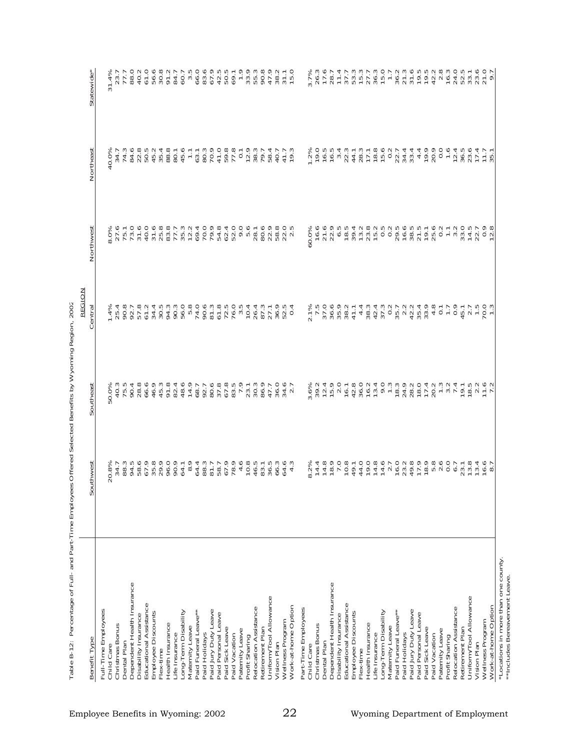Table B-12: Percentage of Full- and Part-Time Employees Offered Selected Benefits by Wyoming Region, 2002

| Benefit Type | Southwest | Southeast | Central | Northwest | Northeast | Statewide* |
|---|---|---|---|---|---|---|
| | REGION | | | | | |
| **Full-Time Employees** | | | | | | |
| Child Care | 20.8% | 50.0% | 1.4% | 8.0% | 40.0% | 31.4% |
| Christmas Bonus | 34.7 | 40.3 | 25.4 | 27.6 | 34.7 | 23.7 |
| Dental Plan | 88.3 | 75.5 | 90.8 | 75.1 | 74.3 | 77.7 |
| Dependent Health Insurance | 94.5 | 90.4 | 92.7 | 73.0 | 84.6 | 88.0 |
| Disability Insurance | 58.6 | 28.8 | 57.8 | 31.6 | 22.8 | 40.2 |
| Educational Assistance | 67.9 | 66.6 | 61.2 | 40.0 | 50.5 | 61.0 |
| Employee Discounts | 35.8 | 46.9 | 34.4 | 31.6 | 45.2 | 56.6 |
| Flex-time | 29.9 | 45.3 | 30.5 | 25.8 | 35.4 | 30.8 |
| Health Insurance | 96.0 | 91.8 | 94.3 | 83.8 | 88.8 | 91.2 |
| Life Insurance | 90.9 | 82.4 | 90.3 | 77.7 | 80.1 | 84.7 |
| Long-Term Disability | 64.1 | 48.6 | 56.0 | 35.3 | 45.6 | 60.7 |
| Maternity Leave | 8.9 | 14.9 | 5.8 | 12.2 | 1.1 | 3.5 |
| Paid Funeral Leave** | 64.4 | 68.7 | 74.0 | 69.4 | 63.1 | 66.0 |
| Paid Holidays | 88.3 | 92.7 | 90.6 | 70.0 | 80.3 | 83.6 |
| Paid Jury Duty Leave | 81.7 | 80.6 | 81.3 | 79.9 | 70.9 | 67.9 |
| Paid Personal Leave | 58.7 | 37.8 | 61.8 | 54.8 | 41.0 | 42.5 |
| Paid Sick Leave | 67.9 | 67.8 | 72.5 | 62.4 | 59.8 | 50.5 |
| Paid Vacation | 78.9 | 83.5 | 76.0 | 52.0 | 77.8 | 69.1 |
| Paternity Leave | 4.6 | 7.9 | 3.5 | 9.0 | 0.1 | 1.9 |
| Profit Sharing | 10.8 | 23.1 | 10.4 | 5.6 | 12.9 | 33.9 |
| Relocation Assistance | 46.5 | 30.3 | 26.4 | 28.1 | 38.3 | 55.3 |
| Retirement Plan | 83.1 | 86.9 | 87.3 | 80.6 | 79.7 | 90.8 |
| Uniform/Tool Allowance | 36.5 | 47.7 | 27.1 | 22.9 | 58.4 | 47.9 |
| Vision Plan | 66.3 | 36.0 | 36.9 | 58.8 | 40.7 | 38.2 |
| Wellness Program | 64.6 | 34.6 | 52.5 | 22.0 | 41.7 | 31.1 |
| Work-at-home Option | 4.3 | 2.7 | 0.4 | 2.5 | 19.3 | 15.0 |
| **Part-Time Employees** | | | | | | |
| Child Care | 8.2% | 3.6% | 2.1% | 60.0% | 1.2% | 3.7% |
| Christmas Bonus | 14.4 | 39.2 | 7.5 | 16.6 | 19.0 | 26.3 |
| Dental Plan | 14.8 | 12.4 | 37.0 | 21.6 | 16.5 | 17.6 |
| Dependent Health Insurance | 18.9 | 15.9 | 36.6 | 22.9 | 16.5 | 28.7 |
| Disability Insurance | 7.0 | 2.0 | 35.9 | 6.5 | 3.4 | 11.4 |
| Educational Assistance | 10.8 | 16.1 | 38.2 | 18.5 | 22.3 | 37.7 |
| Employee Discounts | 49.1 | 42.8 | 41.1 | 39.4 | 44.1 | 53.3 |
| Flex-time | 44.0 | 36.0 | 4.4 | 13.2 | 28.3 | 15.3 |
| Health Insurance | 19.0 | 16.2 | 38.3 | 23.8 | 17.1 | 27.7 |
| Life Insurance | 14.8 | 13.4 | 42.4 | 15.2 | 18.8 | 36.3 |
| Long-Term Disability | 14.6 | 9.0 | 37.3 | 0.5 | 15.6 | 15.0 |
| Maternity Leave | 2.7 | 1.3 | 0.2 | 0.2 | 0.2 | 1.7 |
| Paid Funeral Leave** | 16.0 | 18.3 | 35.7 | 29.5 | 22.7 | 36.2 |
| Paid Holidays | 23.2 | 24.9 | 2.2 | 16.6 | 34.4 | 21.3 |
| Paid Jury Duty Leave | 49.8 | 28.2 | 42.2 | 38.5 | 33.4 | 31.6 |
| Paid Personal Leave | 17.9 | 18.0 | 35.4 | 21.5 | 4.4 | 19.5 |
| Paid Sick Leave | 18.9 | 17.4 | 33.9 | 19.1 | 19.9 | 19.5 |
| Paid Vacation | 5.8 | 20.2 | 4.8 | 25.6 | 20.9 | 42.2 |
| Paternity Leave | 2.6 | 1.3 | 0.1 | 0.2 | 0.0 | 2.8 |
| Profit Sharing | 0.0 | 3.2 | 1.7 | 1.1 | 1.6 | 16.3 |
| Relocation Assistance | 6.7 | 7.4 | 0.9 | 3.2 | 12.4 | 24.0 |
| Retirement Plan | 23.1 | 19.1 | 45.1 | 33.0 | 36.5 | 52.5 |
| Uniform/Tool Allowance | 13.8 | 18.5 | 2.7 | 14.5 | 23.6 | 33.1 |
| Vision Plan | 13.4 | 2.2 | 1.5 | 22.7 | 17.4 | 23.6 |
| Wellness Program | 16.6 | 11.6 | 70.0 | 0.9 | 11.7 | 21.0 |
| Work-at-home Option | 8.7 | 7.2 | 1.3 | 12.8 | 35.1 | 9.7 |

*Locations in more than one county.
**Includes Bereavement Leave.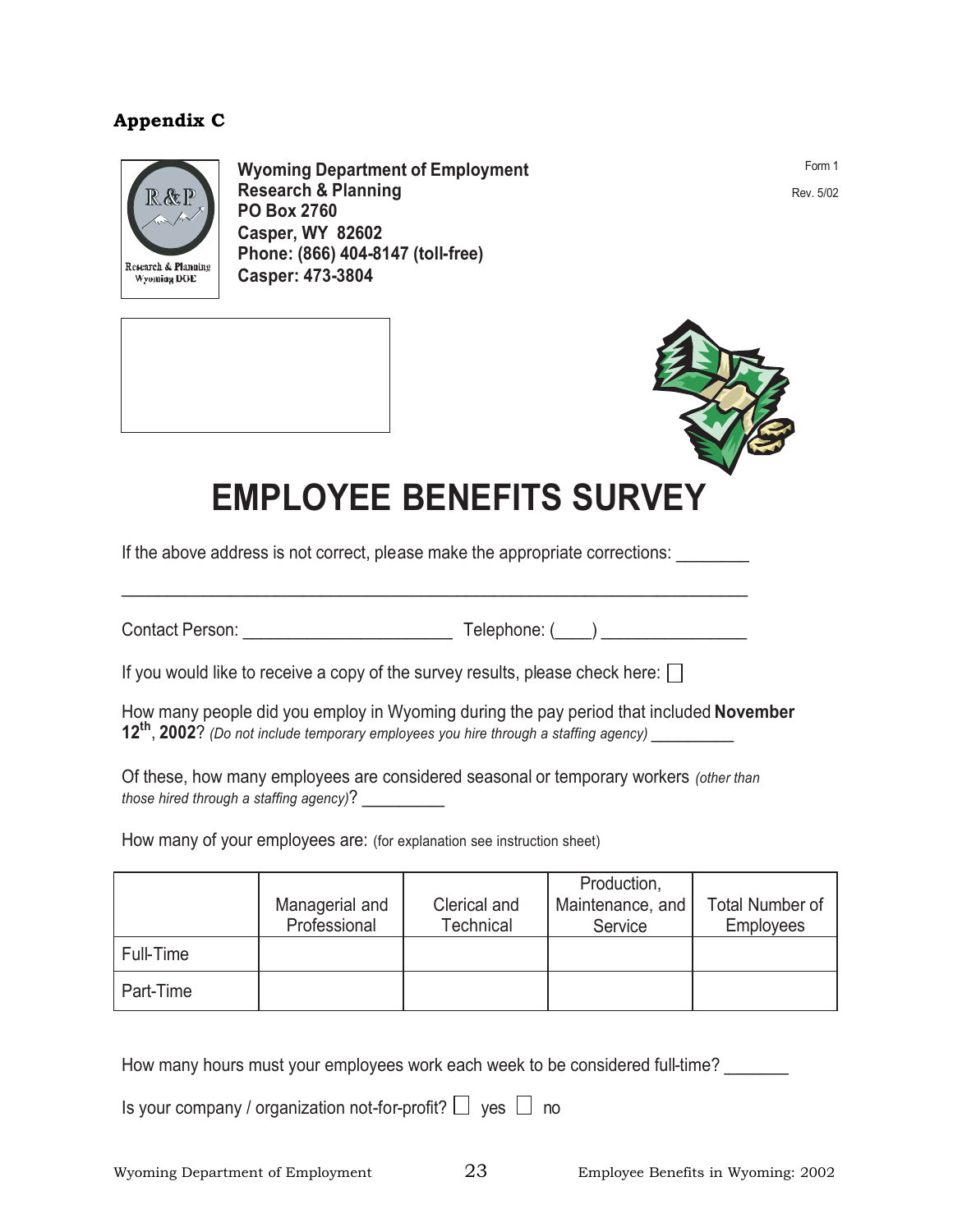## Appendix C

**Wyoming Department of Employment**
**Research & Planning**
**PO Box 2760**
**Casper, WY 82602**
**Phone: (866) 404-8147 (toll-free)**
**Casper: 473-3804**

Form 1

Rev. 5/02

# EMPLOYEE BENEFITS SURVEY

If the above address is not correct, please make the appropriate corrections: ________

______________________________________________________________________

Contact Person: ______________________ Telephone: (____) _______________

If you would like to receive a copy of the survey results, please check here: ☐

How many people did you employ in Wyoming during the pay period that included **November 12th, 2002**? *(Do not include temporary employees you hire through a staffing agency)* _________

Of these, how many employees are considered seasonal or temporary workers *(other than those hired through a staffing agency)*? _________

How many of your employees are: (for explanation see instruction sheet)

| | Managerial and Professional | Clerical and Technical | Production, Maintenance, and Service | Total Number of Employees |
|---|---|---|---|---|
| Full-Time | | | | |
| Part-Time | | | | |

How many hours must your employees work each week to be considered full-time? _______

Is your company / organization not-for-profit? ☐ yes ☐ no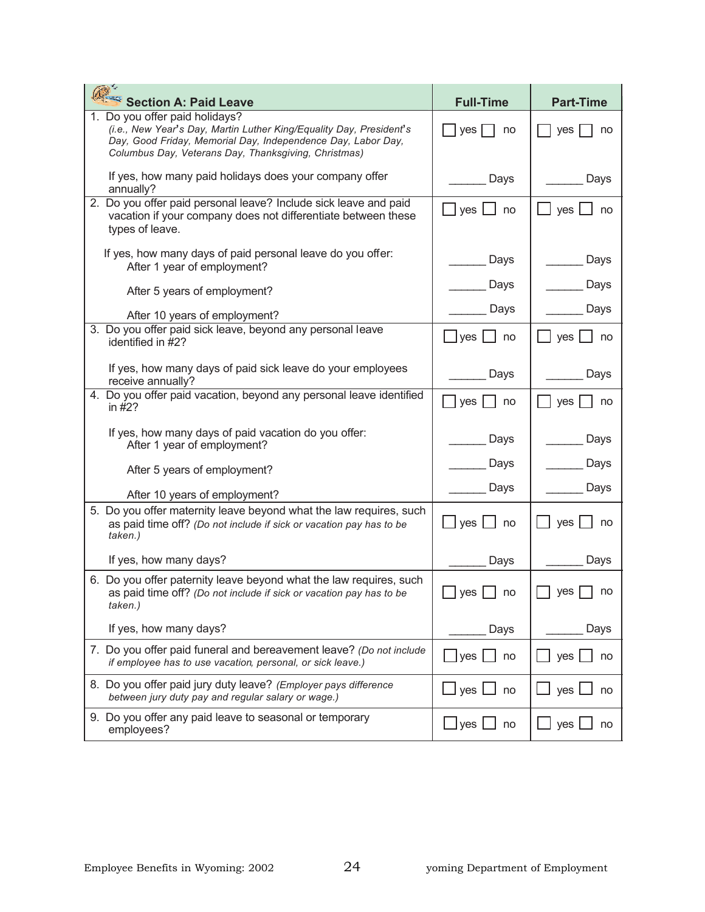| Section A: Paid Leave | Full-Time | Part-Time |
|---|---|---|
| 1. Do you offer paid holidays? *(i.e., New Year's Day, Martin Luther King/Equality Day, President's Day, Good Friday, Memorial Day, Independence Day, Labor Day, Columbus Day, Veterans Day, Thanksgiving, Christmas)* | ☐ yes ☐ no | ☐ yes ☐ no |
| If yes, how many paid holidays does your company offer annually? | ______ Days | ______ Days |
| 2. Do you offer paid personal leave? Include sick leave and paid vacation if your company does not differentiate between these types of leave. | ☐ yes ☐ no | ☐ yes ☐ no |
| If yes, how many days of paid personal leave do you offer: After 1 year of employment? | ______ Days | ______ Days |
| After 5 years of employment? | ______ Days | ______ Days |
| After 10 years of employment? | ______ Days | ______ Days |
| 3. Do you offer paid sick leave, beyond any personal leave identified in #2? | ☐ yes ☐ no | ☐ yes ☐ no |
| If yes, how many days of paid sick leave do your employees receive annually? | ______ Days | ______ Days |
| 4. Do you offer paid vacation, beyond any personal leave identified in #2? | ☐ yes ☐ no | ☐ yes ☐ no |
| If yes, how many days of paid vacation do you offer: After 1 year of employment? | ______ Days | ______ Days |
| After 5 years of employment? | ______ Days | ______ Days |
| After 10 years of employment? | ______ Days | ______ Days |
| 5. Do you offer maternity leave beyond what the law requires, such as paid time off? *(Do not include if sick or vacation pay has to be taken.)* | ☐ yes ☐ no | ☐ yes ☐ no |
| If yes, how many days? | ______ Days | ______ Days |
| 6. Do you offer paternity leave beyond what the law requires, such as paid time off? *(Do not include if sick or vacation pay has to be taken.)* | ☐ yes ☐ no | ☐ yes ☐ no |
| If yes, how many days? | ______ Days | ______ Days |
| 7. Do you offer paid funeral and bereavement leave? *(Do not include if employee has to use vacation, personal, or sick leave.)* | ☐ yes ☐ no | ☐ yes ☐ no |
| 8. Do you offer paid jury duty leave? *(Employer pays difference between jury duty pay and regular salary or wage.)* | ☐ yes ☐ no | ☐ yes ☐ no |
| 9. Do you offer any paid leave to seasonal or temporary employees? | ☐ yes ☐ no | ☐ yes ☐ no |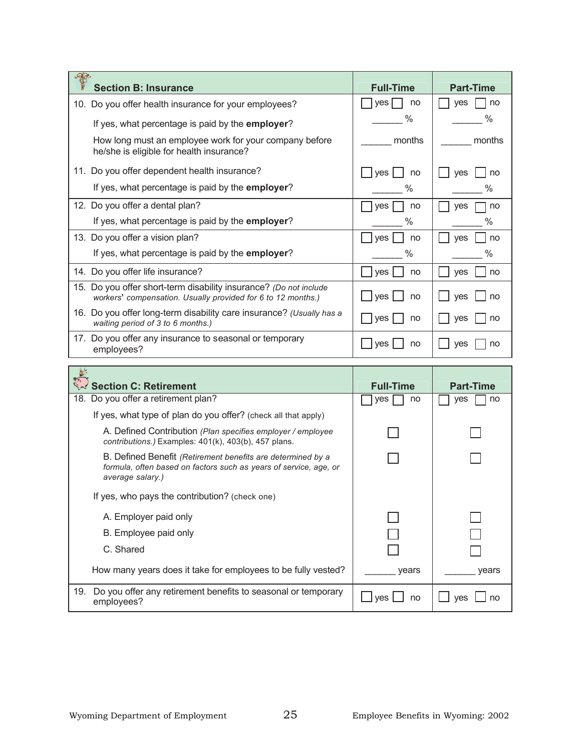| Section B: Insurance | Full-Time | Part-Time |
|---|---|---|
| 10. Do you offer health insurance for your employees? | ☐ yes ☐ no | ☐ yes ☐ no |
| If yes, what percentage is paid by the **employer**? | ______ % | ______ % |
| How long must an employee work for your company before he/she is eligible for health insurance? | ______ months | ______ months |
| 11. Do you offer dependent health insurance? | ☐ yes ☐ no | ☐ yes ☐ no |
| If yes, what percentage is paid by the **employer**? | ______ % | ______ % |
| 12. Do you offer a dental plan? | ☐ yes ☐ no | ☐ yes ☐ no |
| If yes, what percentage is paid by the **employer**? | ______ % | ______ % |
| 13. Do you offer a vision plan? | ☐ yes ☐ no | ☐ yes ☐ no |
| If yes, what percentage is paid by the **employer**? | ______ % | ______ % |
| 14. Do you offer life insurance? | ☐ yes ☐ no | ☐ yes ☐ no |
| 15. Do you offer short-term disability insurance? *(Do not include workers' compensation. Usually provided for 6 to 12 months.)* | ☐ yes ☐ no | ☐ yes ☐ no |
| 16. Do you offer long-term disability care insurance? *(Usually has a waiting period of 3 to 6 months.)* | ☐ yes ☐ no | ☐ yes ☐ no |
| 17. Do you offer any insurance to seasonal or temporary employees? | ☐ yes ☐ no | ☐ yes ☐ no |

| Section C: Retirement | Full-Time | Part-Time |
|---|---|---|
| 18. Do you offer a retirement plan? | ☐ yes ☐ no | ☐ yes ☐ no |
| If yes, what type of plan do you offer? (check all that apply) | | |
| A. Defined Contribution *(Plan specifies employer / employee contributions.)* Examples: 401(k), 403(b), 457 plans. | ☐ | ☐ |
| B. Defined Benefit *(Retirement benefits are determined by a formula, often based on factors such as years of service, age, or average salary.)* | ☐ | ☐ |
| If yes, who pays the contribution? (check one) | | |
| A. Employer paid only | ☐ | ☐ |
| B. Employee paid only | ☐ | ☐ |
| C. Shared | ☐ | ☐ |
| How many years does it take for employees to be fully vested? | ______ years | ______ years |
| 19. Do you offer any retirement benefits to seasonal or temporary employees? | ☐ yes ☐ no | ☐ yes ☐ no |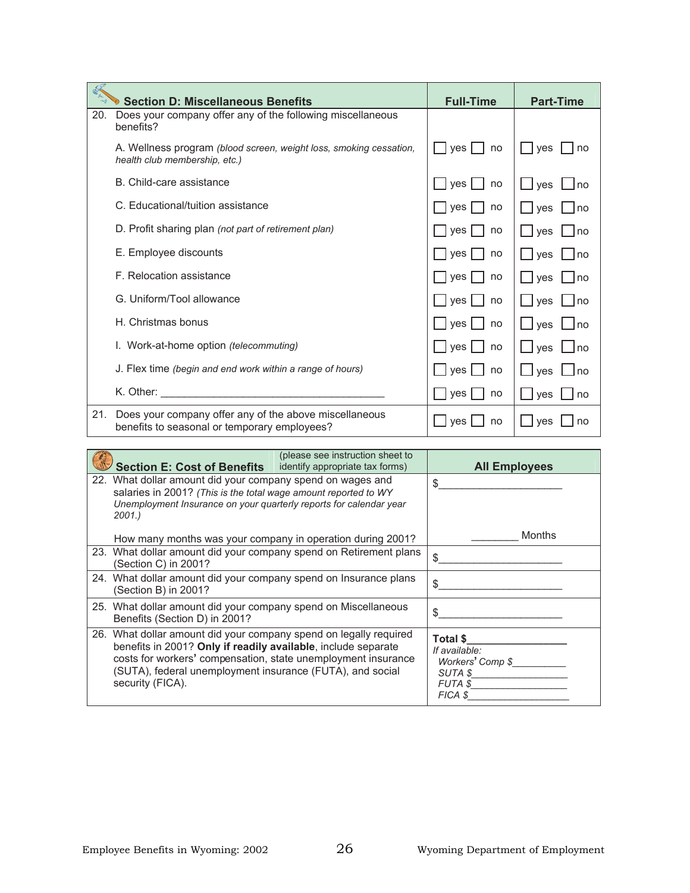| Section D: Miscellaneous Benefits | Full-Time | Part-Time |
|---|---|---|
| 20. Does your company offer any of the following miscellaneous benefits? | | |
| A. Wellness program *(blood screen, weight loss, smoking cessation, health club membership, etc.)* | ☐ yes ☐ no | ☐ yes ☐ no |
| B. Child-care assistance | ☐ yes ☐ no | ☐ yes ☐ no |
| C. Educational/tuition assistance | ☐ yes ☐ no | ☐ yes ☐ no |
| D. Profit sharing plan *(not part of retirement plan)* | ☐ yes ☐ no | ☐ yes ☐ no |
| E. Employee discounts | ☐ yes ☐ no | ☐ yes ☐ no |
| F. Relocation assistance | ☐ yes ☐ no | ☐ yes ☐ no |
| G. Uniform/Tool allowance | ☐ yes ☐ no | ☐ yes ☐ no |
| H. Christmas bonus | ☐ yes ☐ no | ☐ yes ☐ no |
| I. Work-at-home option *(telecommuting)* | ☐ yes ☐ no | ☐ yes ☐ no |
| J. Flex time *(begin and end work within a range of hours)* | ☐ yes ☐ no | ☐ yes ☐ no |
| K. Other: ______________________________________ | ☐ yes ☐ no | ☐ yes ☐ no |
| 21. Does your company offer any of the above miscellaneous benefits to seasonal or temporary employees? | ☐ yes ☐ no | ☐ yes ☐ no |

| Section E: Cost of Benefits (please see instruction sheet to identify appropriate tax forms) | All Employees |
|---|---|
| 22. What dollar amount did your company spend on wages and salaries in 2001? *(This is the total wage amount reported to WY Unemployment Insurance on your quarterly reports for calendar year 2001.)*<br>How many months was your company in operation during 2001? | $_____________________<br>________ Months |
| 23. What dollar amount did your company spend on Retirement plans (Section C) in 2001? | $_____________________ |
| 24. What dollar amount did your company spend on Insurance plans (Section B) in 2001? | $_____________________ |
| 25. What dollar amount did your company spend on Miscellaneous Benefits (Section D) in 2001? | $_____________________ |
| 26. What dollar amount did your company spend on legally required benefits in 2001? **Only if readily available**, include separate costs for workers' compensation, state unemployment insurance (SUTA), federal unemployment insurance (FUTA), and social security (FICA). | **Total $_________________**<br>*If available:*<br>*Workers' Comp $__________*<br>*SUTA $_________________*<br>*FUTA $_________________*<br>*FICA $__________________* |